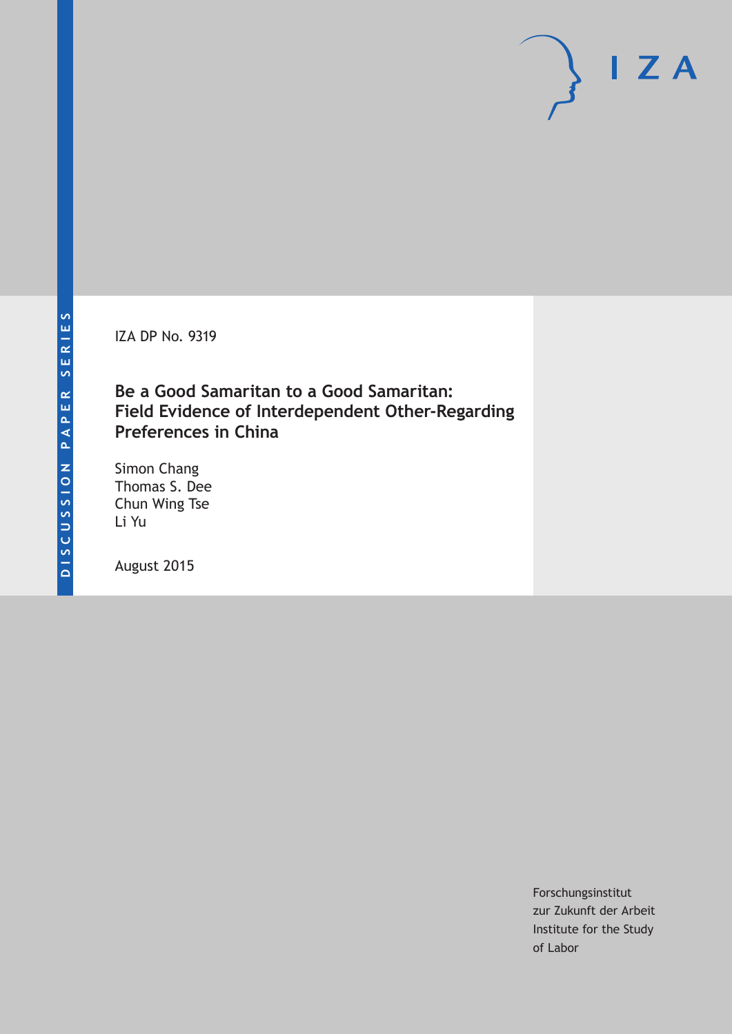DISCUSSION PAPER SERIES

IZA DP No. 9319

# Be a Good Samaritan to a Good Samaritan: Field Evidence of Interdependent Other-Regarding Preferences in China

Simon Chang
Thomas S. Dee
Chun Wing Tse
Li Yu

August 2015

Forschungsinstitut
zur Zukunft der Arbeit
Institute for the Study
of Labor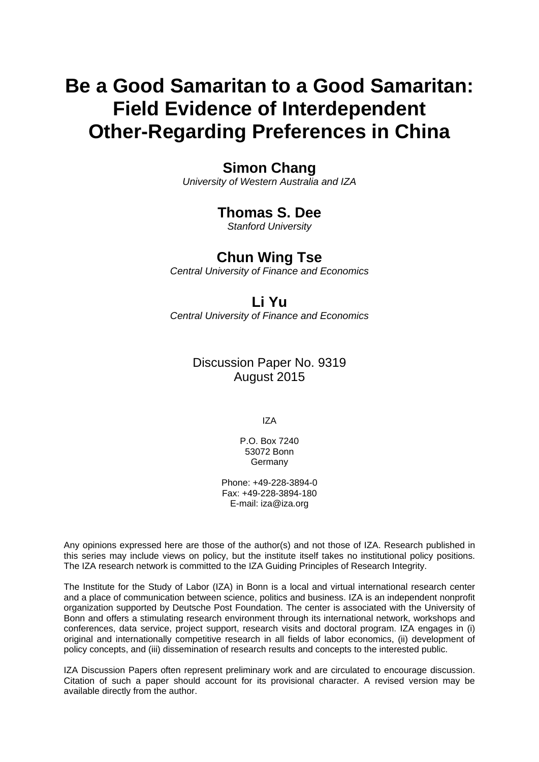# Be a Good Samaritan to a Good Samaritan: Field Evidence of Interdependent Other-Regarding Preferences in China

**Simon Chang**
*University of Western Australia and IZA*

**Thomas S. Dee**
*Stanford University*

**Chun Wing Tse**
*Central University of Finance and Economics*

**Li Yu**
*Central University of Finance and Economics*

Discussion Paper No. 9319
August 2015

IZA

P.O. Box 7240
53072 Bonn
Germany

Phone: +49-228-3894-0
Fax: +49-228-3894-180
E-mail: iza@iza.org

Any opinions expressed here are those of the author(s) and not those of IZA. Research published in this series may include views on policy, but the institute itself takes no institutional policy positions. The IZA research network is committed to the IZA Guiding Principles of Research Integrity.

The Institute for the Study of Labor (IZA) in Bonn is a local and virtual international research center and a place of communication between science, politics and business. IZA is an independent nonprofit organization supported by Deutsche Post Foundation. The center is associated with the University of Bonn and offers a stimulating research environment through its international network, workshops and conferences, data service, project support, research visits and doctoral program. IZA engages in (i) original and internationally competitive research in all fields of labor economics, (ii) development of policy concepts, and (iii) dissemination of research results and concepts to the interested public.

IZA Discussion Papers often represent preliminary work and are circulated to encourage discussion. Citation of such a paper should account for its provisional character. A revised version may be available directly from the author.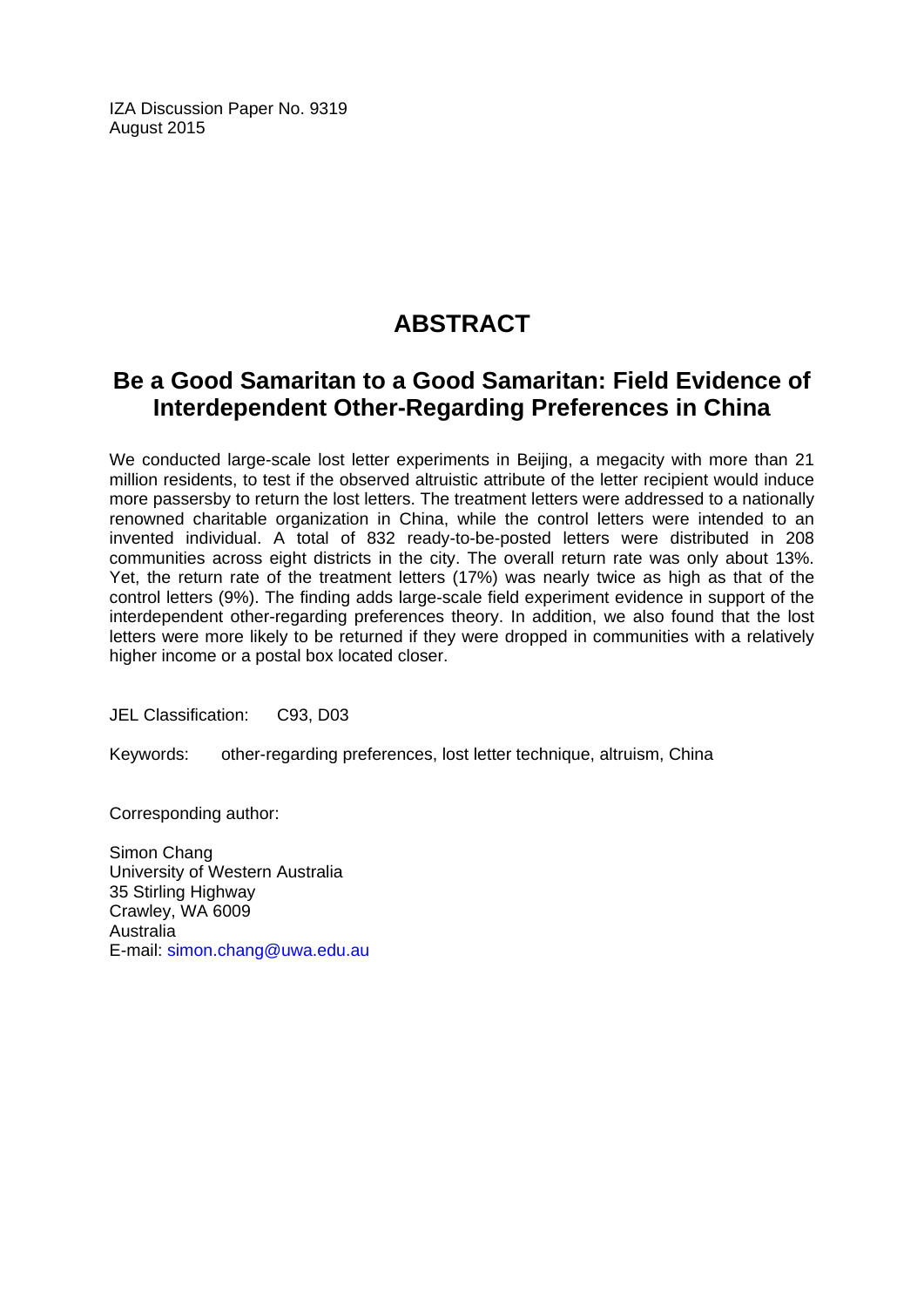IZA Discussion Paper No. 9319
August 2015

# ABSTRACT

## Be a Good Samaritan to a Good Samaritan: Field Evidence of Interdependent Other-Regarding Preferences in China

We conducted large-scale lost letter experiments in Beijing, a megacity with more than 21 million residents, to test if the observed altruistic attribute of the letter recipient would induce more passersby to return the lost letters. The treatment letters were addressed to a nationally renowned charitable organization in China, while the control letters were intended to an invented individual. A total of 832 ready-to-be-posted letters were distributed in 208 communities across eight districts in the city. The overall return rate was only about 13%. Yet, the return rate of the treatment letters (17%) was nearly twice as high as that of the control letters (9%). The finding adds large-scale field experiment evidence in support of the interdependent other-regarding preferences theory. In addition, we also found that the lost letters were more likely to be returned if they were dropped in communities with a relatively higher income or a postal box located closer.

JEL Classification: C93, D03

Keywords: other-regarding preferences, lost letter technique, altruism, China

Corresponding author:

Simon Chang
University of Western Australia
35 Stirling Highway
Crawley, WA 6009
Australia
E-mail: simon.chang@uwa.edu.au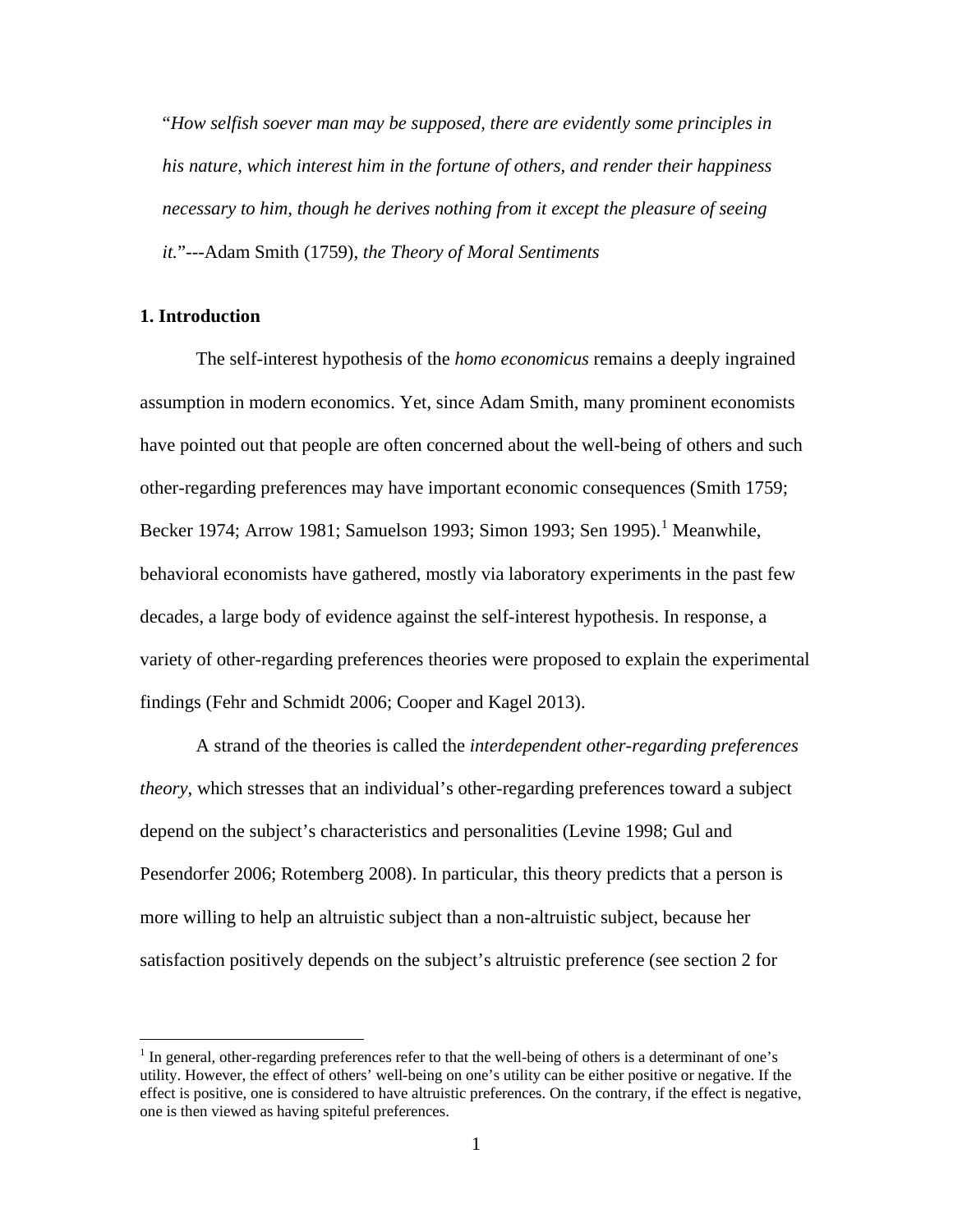"*How selfish soever man may be supposed, there are evidently some principles in his nature, which interest him in the fortune of others, and render their happiness necessary to him, though he derives nothing from it except the pleasure of seeing it.*"---Adam Smith (1759), *the Theory of Moral Sentiments*

## 1. Introduction

The self-interest hypothesis of the *homo economicus* remains a deeply ingrained assumption in modern economics. Yet, since Adam Smith, many prominent economists have pointed out that people are often concerned about the well-being of others and such other-regarding preferences may have important economic consequences (Smith 1759; Becker 1974; Arrow 1981; Samuelson 1993; Simon 1993; Sen 1995).[1] Meanwhile, behavioral economists have gathered, mostly via laboratory experiments in the past few decades, a large body of evidence against the self-interest hypothesis. In response, a variety of other-regarding preferences theories were proposed to explain the experimental findings (Fehr and Schmidt 2006; Cooper and Kagel 2013).

A strand of the theories is called the *interdependent other-regarding preferences theory*, which stresses that an individual's other-regarding preferences toward a subject depend on the subject's characteristics and personalities (Levine 1998; Gul and Pesendorfer 2006; Rotemberg 2008). In particular, this theory predicts that a person is more willing to help an altruistic subject than a non-altruistic subject, because her satisfaction positively depends on the subject's altruistic preference (see section 2 for

[1] In general, other-regarding preferences refer to that the well-being of others is a determinant of one's utility. However, the effect of others' well-being on one's utility can be either positive or negative. If the effect is positive, one is considered to have altruistic preferences. On the contrary, if the effect is negative, one is then viewed as having spiteful preferences.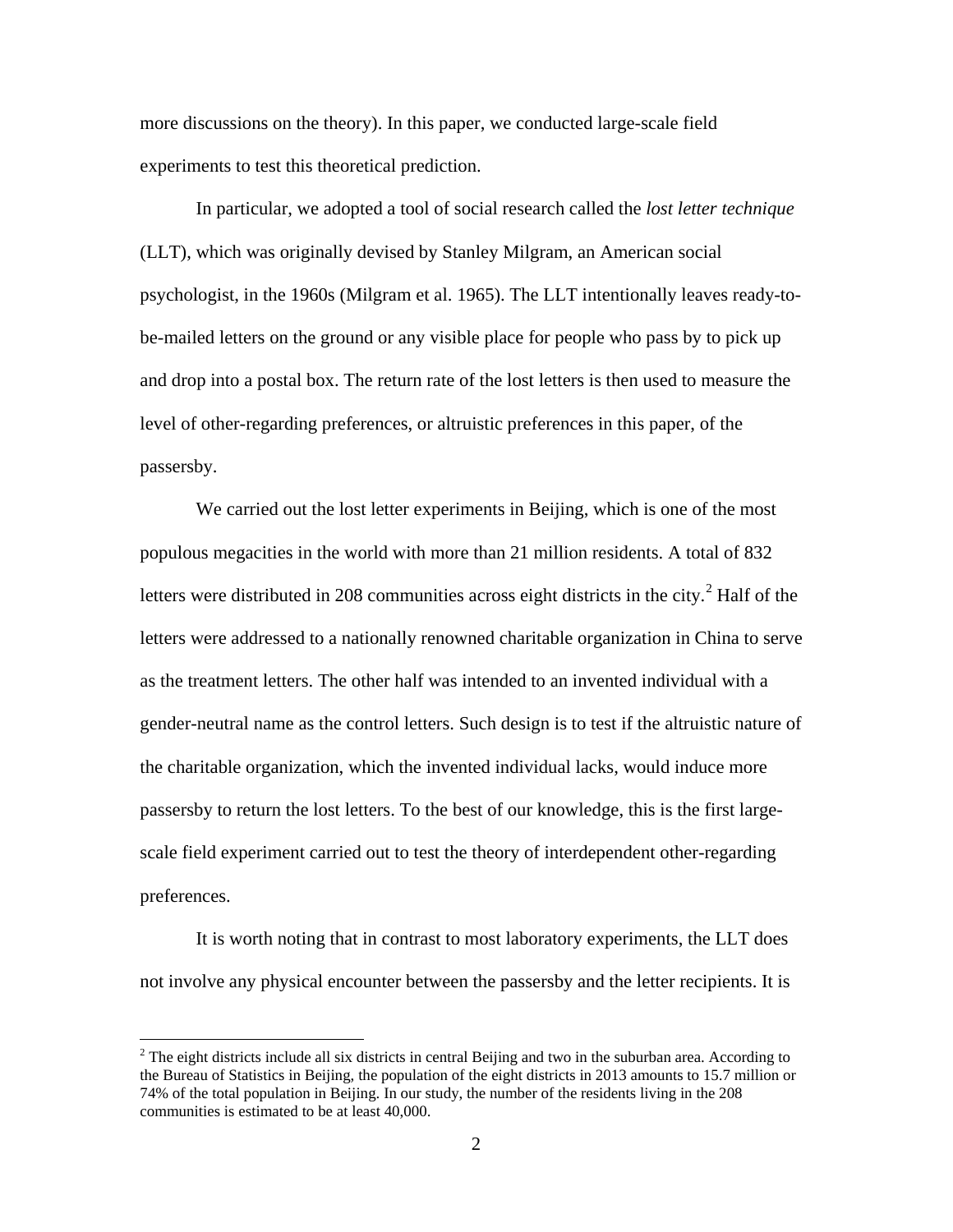more discussions on the theory). In this paper, we conducted large-scale field experiments to test this theoretical prediction.

In particular, we adopted a tool of social research called the *lost letter technique* (LLT), which was originally devised by Stanley Milgram, an American social psychologist, in the 1960s (Milgram et al. 1965). The LLT intentionally leaves ready-to-be-mailed letters on the ground or any visible place for people who pass by to pick up and drop into a postal box. The return rate of the lost letters is then used to measure the level of other-regarding preferences, or altruistic preferences in this paper, of the passersby.

We carried out the lost letter experiments in Beijing, which is one of the most populous megacities in the world with more than 21 million residents. A total of 832 letters were distributed in 208 communities across eight districts in the city.[2] Half of the letters were addressed to a nationally renowned charitable organization in China to serve as the treatment letters. The other half was intended to an invented individual with a gender-neutral name as the control letters. Such design is to test if the altruistic nature of the charitable organization, which the invented individual lacks, would induce more passersby to return the lost letters. To the best of our knowledge, this is the first large-scale field experiment carried out to test the theory of interdependent other-regarding preferences.

It is worth noting that in contrast to most laboratory experiments, the LLT does not involve any physical encounter between the passersby and the letter recipients. It is

[2] The eight districts include all six districts in central Beijing and two in the suburban area. According to the Bureau of Statistics in Beijing, the population of the eight districts in 2013 amounts to 15.7 million or 74% of the total population in Beijing. In our study, the number of the residents living in the 208 communities is estimated to be at least 40,000.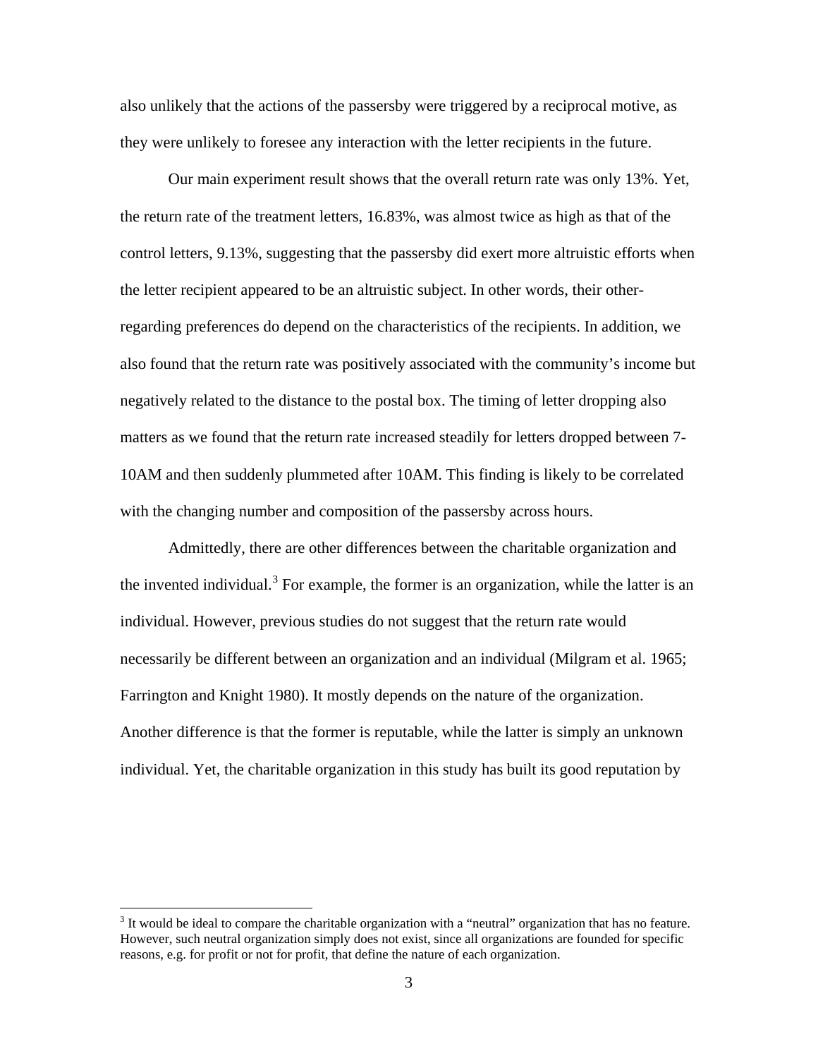also unlikely that the actions of the passersby were triggered by a reciprocal motive, as they were unlikely to foresee any interaction with the letter recipients in the future.

Our main experiment result shows that the overall return rate was only 13%. Yet, the return rate of the treatment letters, 16.83%, was almost twice as high as that of the control letters, 9.13%, suggesting that the passersby did exert more altruistic efforts when the letter recipient appeared to be an altruistic subject. In other words, their other-regarding preferences do depend on the characteristics of the recipients. In addition, we also found that the return rate was positively associated with the community's income but negatively related to the distance to the postal box. The timing of letter dropping also matters as we found that the return rate increased steadily for letters dropped between 7-10AM and then suddenly plummeted after 10AM. This finding is likely to be correlated with the changing number and composition of the passersby across hours.

Admittedly, there are other differences between the charitable organization and the invented individual.[3] For example, the former is an organization, while the latter is an individual. However, previous studies do not suggest that the return rate would necessarily be different between an organization and an individual (Milgram et al. 1965; Farrington and Knight 1980). It mostly depends on the nature of the organization. Another difference is that the former is reputable, while the latter is simply an unknown individual. Yet, the charitable organization in this study has built its good reputation by

[3] It would be ideal to compare the charitable organization with a "neutral" organization that has no feature. However, such neutral organization simply does not exist, since all organizations are founded for specific reasons, e.g. for profit or not for profit, that define the nature of each organization.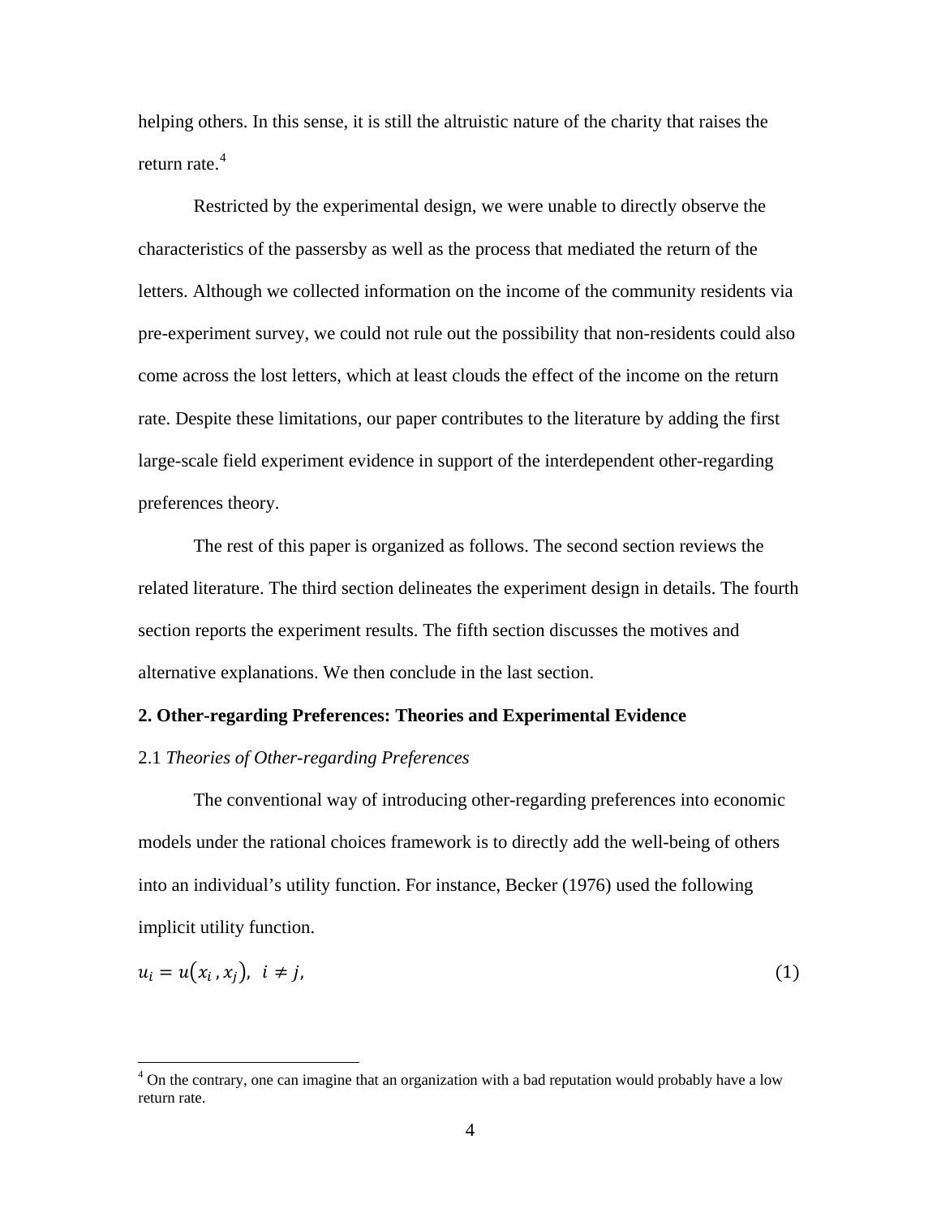helping others. In this sense, it is still the altruistic nature of the charity that raises the return rate.[4]

Restricted by the experimental design, we were unable to directly observe the characteristics of the passersby as well as the process that mediated the return of the letters. Although we collected information on the income of the community residents via pre-experiment survey, we could not rule out the possibility that non-residents could also come across the lost letters, which at least clouds the effect of the income on the return rate. Despite these limitations, our paper contributes to the literature by adding the first large-scale field experiment evidence in support of the interdependent other-regarding preferences theory.

The rest of this paper is organized as follows. The second section reviews the related literature. The third section delineates the experiment design in details. The fourth section reports the experiment results. The fifth section discusses the motives and alternative explanations. We then conclude in the last section.

## 2. Other-regarding Preferences: Theories and Experimental Evidence

### 2.1 *Theories of Other-regarding Preferences*

The conventional way of introducing other-regarding preferences into economic models under the rational choices framework is to directly add the well-being of others into an individual's utility function. For instance, Becker (1976) used the following implicit utility function.

$$u_i = u(x_i, x_j), \;\; i \neq j, \tag{1}$$

[4] On the contrary, one can imagine that an organization with a bad reputation would probably have a low return rate.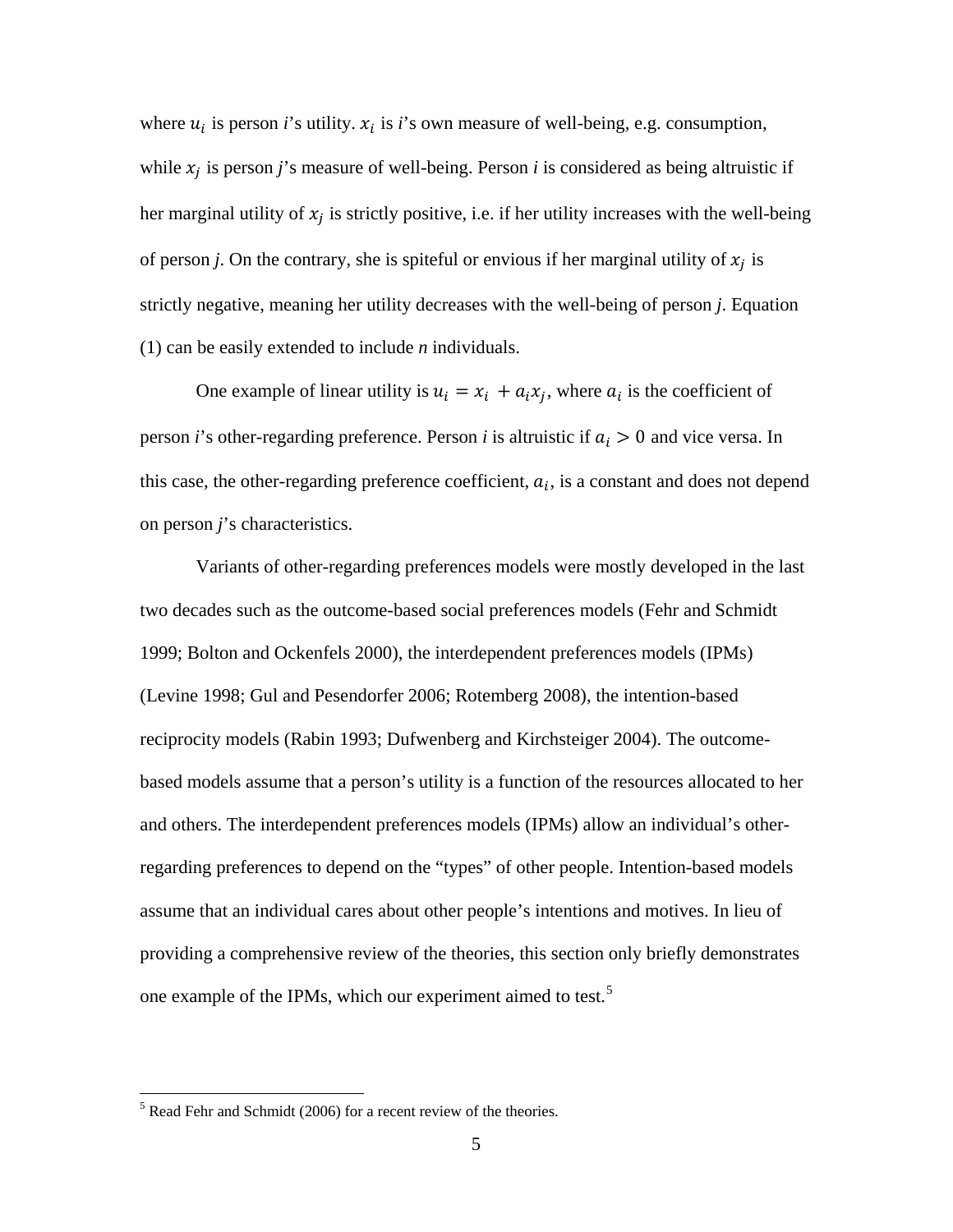where $u_i$ is person *i*'s utility. $x_i$ is *i*'s own measure of well-being, e.g. consumption, while $x_j$ is person *j*'s measure of well-being. Person *i* is considered as being altruistic if her marginal utility of $x_j$ is strictly positive, i.e. if her utility increases with the well-being of person *j*. On the contrary, she is spiteful or envious if her marginal utility of $x_j$ is strictly negative, meaning her utility decreases with the well-being of person *j*. Equation (1) can be easily extended to include *n* individuals.

One example of linear utility is $u_i = x_i + a_i x_j$, where $a_i$ is the coefficient of person *i*'s other-regarding preference. Person *i* is altruistic if $a_i > 0$ and vice versa. In this case, the other-regarding preference coefficient, $a_i$, is a constant and does not depend on person *j*'s characteristics.

Variants of other-regarding preferences models were mostly developed in the last two decades such as the outcome-based social preferences models (Fehr and Schmidt 1999; Bolton and Ockenfels 2000), the interdependent preferences models (IPMs) (Levine 1998; Gul and Pesendorfer 2006; Rotemberg 2008), the intention-based reciprocity models (Rabin 1993; Dufwenberg and Kirchsteiger 2004). The outcome-based models assume that a person's utility is a function of the resources allocated to her and others. The interdependent preferences models (IPMs) allow an individual's other-regarding preferences to depend on the "types" of other people. Intention-based models assume that an individual cares about other people's intentions and motives. In lieu of providing a comprehensive review of the theories, this section only briefly demonstrates one example of the IPMs, which our experiment aimed to test.[5]

[5] Read Fehr and Schmidt (2006) for a recent review of the theories.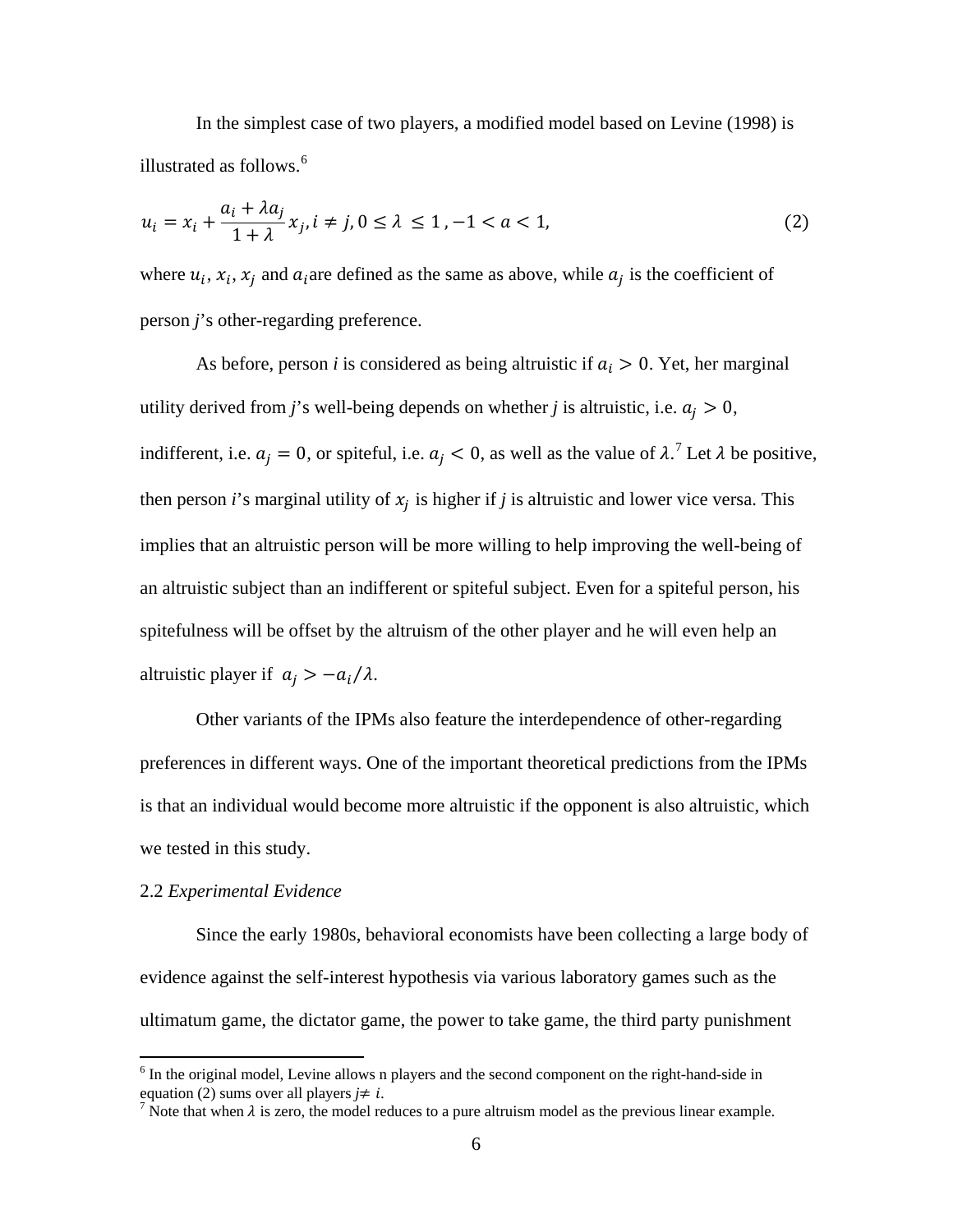In the simplest case of two players, a modified model based on Levine (1998) is illustrated as follows.[6]

$$u_i = x_i + \frac{a_i + \lambda a_j}{1 + \lambda} x_j, i \neq j, 0 \leq \lambda \leq 1, -1 < a < 1, \quad (2)$$

where $u_i$, $x_i$, $x_j$ and $a_i$ are defined as the same as above, while $a_j$ is the coefficient of person *j*'s other-regarding preference.

As before, person *i* is considered as being altruistic if $a_i > 0$. Yet, her marginal utility derived from *j*'s well-being depends on whether *j* is altruistic, i.e. $a_j > 0$, indifferent, i.e. $a_j = 0$, or spiteful, i.e. $a_j < 0$, as well as the value of $\lambda$.[7] Let $\lambda$ be positive, then person *i*'s marginal utility of $x_j$ is higher if *j* is altruistic and lower vice versa. This implies that an altruistic person will be more willing to help improving the well-being of an altruistic subject than an indifferent or spiteful subject. Even for a spiteful person, his spitefulness will be offset by the altruism of the other player and he will even help an altruistic player if $a_j > -a_i/\lambda$.

Other variants of the IPMs also feature the interdependence of other-regarding preferences in different ways. One of the important theoretical predictions from the IPMs is that an individual would become more altruistic if the opponent is also altruistic, which we tested in this study.

2.2 *Experimental Evidence*

Since the early 1980s, behavioral economists have been collecting a large body of evidence against the self-interest hypothesis via various laboratory games such as the ultimatum game, the dictator game, the power to take game, the third party punishment

[6] In the original model, Levine allows n players and the second component on the right-hand-side in equation (2) sums over all players $j \neq i$.

[7] Note that when $\lambda$ is zero, the model reduces to a pure altruism model as the previous linear example.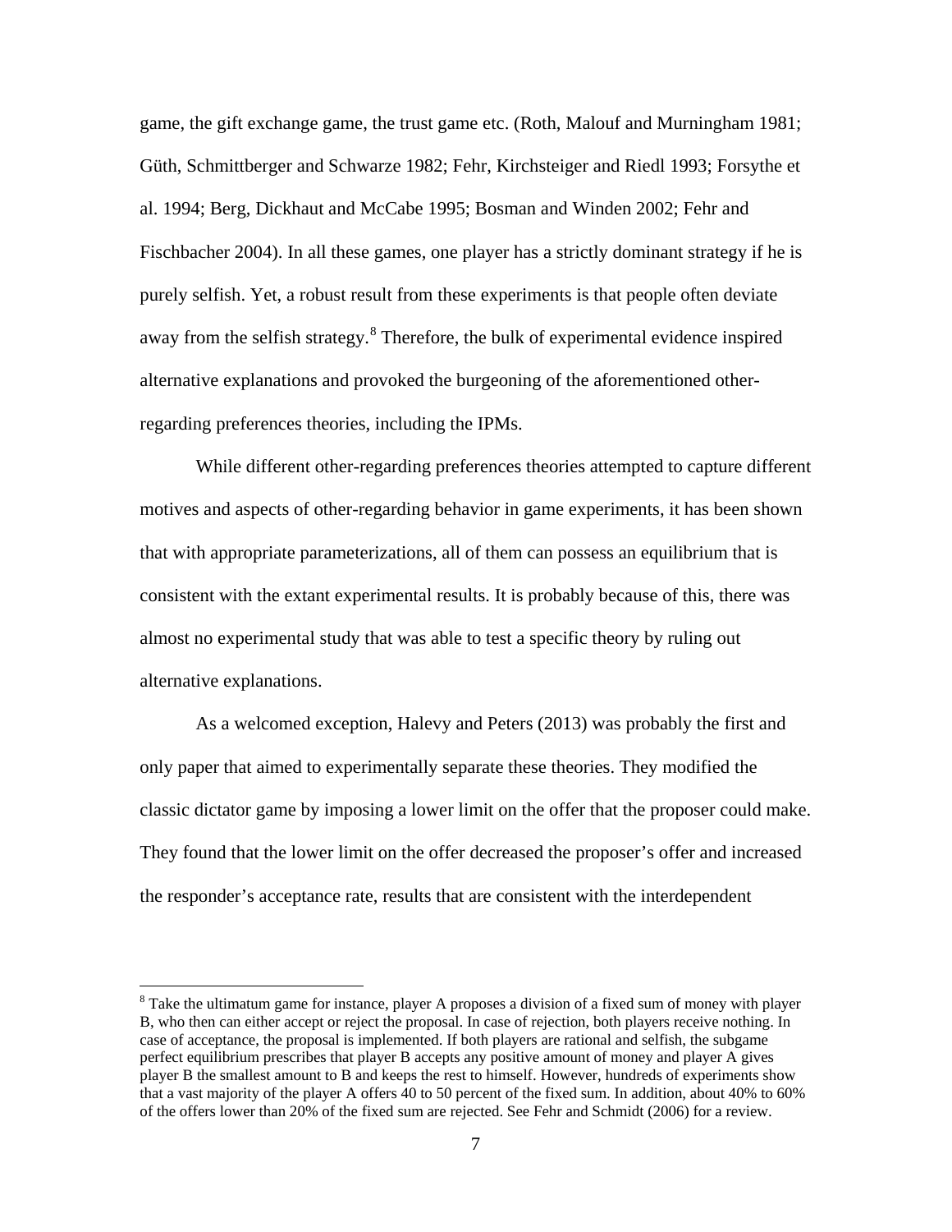game, the gift exchange game, the trust game etc. (Roth, Malouf and Murningham 1981; Güth, Schmittberger and Schwarze 1982; Fehr, Kirchsteiger and Riedl 1993; Forsythe et al. 1994; Berg, Dickhaut and McCabe 1995; Bosman and Winden 2002; Fehr and Fischbacher 2004). In all these games, one player has a strictly dominant strategy if he is purely selfish. Yet, a robust result from these experiments is that people often deviate away from the selfish strategy.[8] Therefore, the bulk of experimental evidence inspired alternative explanations and provoked the burgeoning of the aforementioned other-regarding preferences theories, including the IPMs.

While different other-regarding preferences theories attempted to capture different motives and aspects of other-regarding behavior in game experiments, it has been shown that with appropriate parameterizations, all of them can possess an equilibrium that is consistent with the extant experimental results. It is probably because of this, there was almost no experimental study that was able to test a specific theory by ruling out alternative explanations.

As a welcomed exception, Halevy and Peters (2013) was probably the first and only paper that aimed to experimentally separate these theories. They modified the classic dictator game by imposing a lower limit on the offer that the proposer could make. They found that the lower limit on the offer decreased the proposer's offer and increased the responder's acceptance rate, results that are consistent with the interdependent

---

[8] Take the ultimatum game for instance, player A proposes a division of a fixed sum of money with player B, who then can either accept or reject the proposal. In case of rejection, both players receive nothing. In case of acceptance, the proposal is implemented. If both players are rational and selfish, the subgame perfect equilibrium prescribes that player B accepts any positive amount of money and player A gives player B the smallest amount to B and keeps the rest to himself. However, hundreds of experiments show that a vast majority of the player A offers 40 to 50 percent of the fixed sum. In addition, about 40% to 60% of the offers lower than 20% of the fixed sum are rejected. See Fehr and Schmidt (2006) for a review.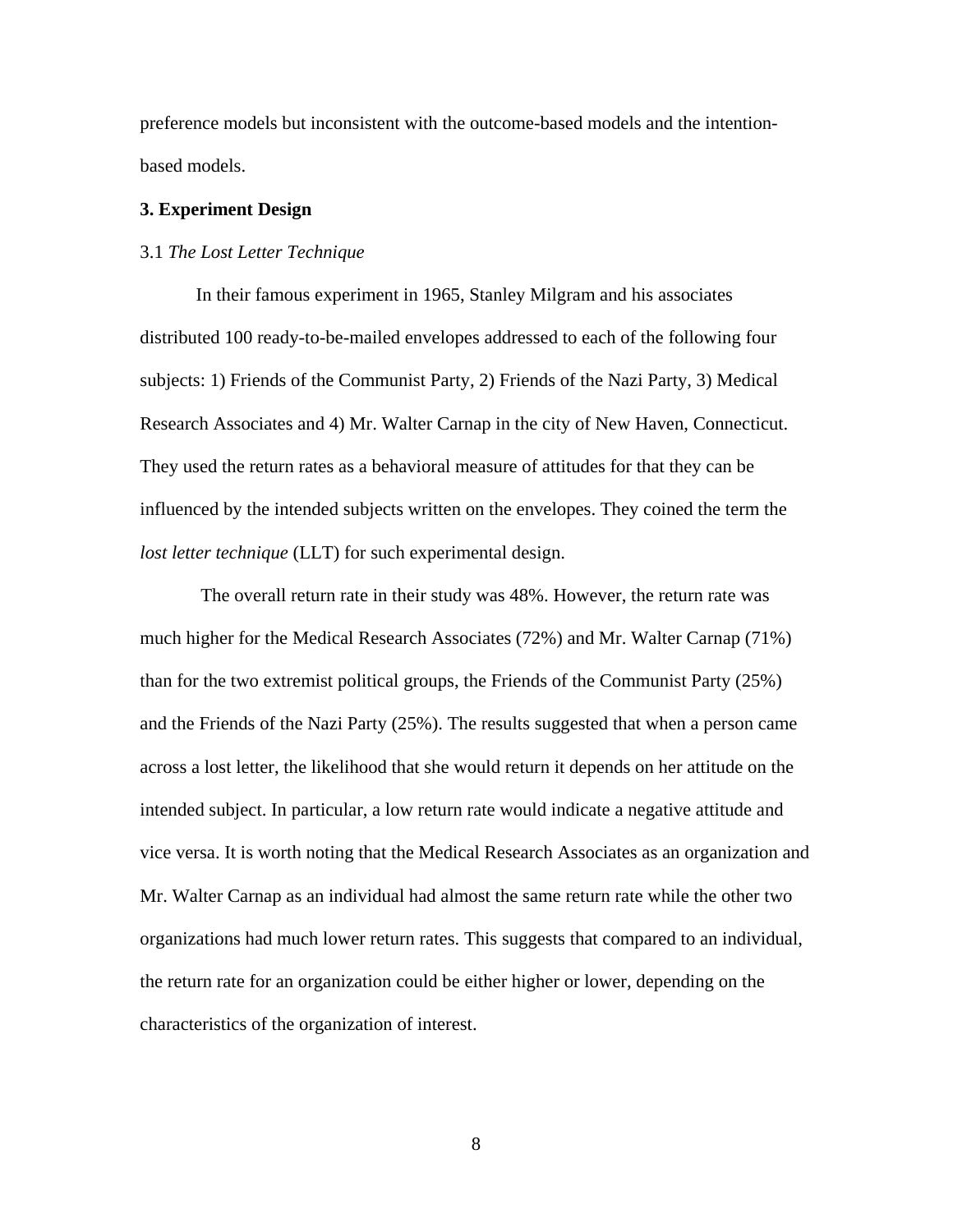preference models but inconsistent with the outcome-based models and the intention-based models.

## 3. Experiment Design

### 3.1 *The Lost Letter Technique*

In their famous experiment in 1965, Stanley Milgram and his associates distributed 100 ready-to-be-mailed envelopes addressed to each of the following four subjects: 1) Friends of the Communist Party, 2) Friends of the Nazi Party, 3) Medical Research Associates and 4) Mr. Walter Carnap in the city of New Haven, Connecticut. They used the return rates as a behavioral measure of attitudes for that they can be influenced by the intended subjects written on the envelopes. They coined the term the *lost letter technique* (LLT) for such experimental design.

The overall return rate in their study was 48%. However, the return rate was much higher for the Medical Research Associates (72%) and Mr. Walter Carnap (71%) than for the two extremist political groups, the Friends of the Communist Party (25%) and the Friends of the Nazi Party (25%). The results suggested that when a person came across a lost letter, the likelihood that she would return it depends on her attitude on the intended subject. In particular, a low return rate would indicate a negative attitude and vice versa. It is worth noting that the Medical Research Associates as an organization and Mr. Walter Carnap as an individual had almost the same return rate while the other two organizations had much lower return rates. This suggests that compared to an individual, the return rate for an organization could be either higher or lower, depending on the characteristics of the organization of interest.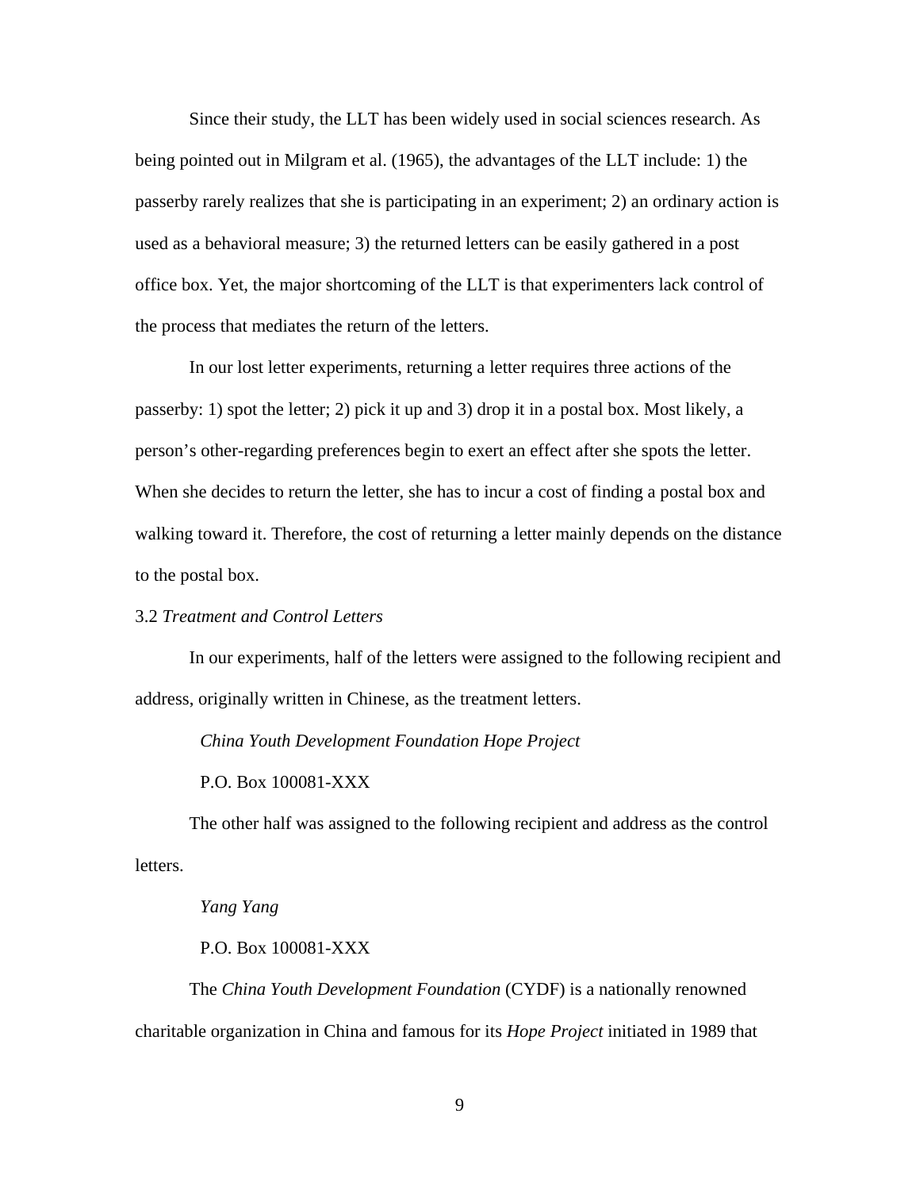Since their study, the LLT has been widely used in social sciences research. As being pointed out in Milgram et al. (1965), the advantages of the LLT include: 1) the passerby rarely realizes that she is participating in an experiment; 2) an ordinary action is used as a behavioral measure; 3) the returned letters can be easily gathered in a post office box. Yet, the major shortcoming of the LLT is that experimenters lack control of the process that mediates the return of the letters.

In our lost letter experiments, returning a letter requires three actions of the passerby: 1) spot the letter; 2) pick it up and 3) drop it in a postal box. Most likely, a person's other-regarding preferences begin to exert an effect after she spots the letter. When she decides to return the letter, she has to incur a cost of finding a postal box and walking toward it. Therefore, the cost of returning a letter mainly depends on the distance to the postal box.

### 3.2 *Treatment and Control Letters*

In our experiments, half of the letters were assigned to the following recipient and address, originally written in Chinese, as the treatment letters.

*China Youth Development Foundation Hope Project*

P.O. Box 100081-XXX

The other half was assigned to the following recipient and address as the control letters.

*Yang Yang*

P.O. Box 100081-XXX

The *China Youth Development Foundation* (CYDF) is a nationally renowned charitable organization in China and famous for its *Hope Project* initiated in 1989 that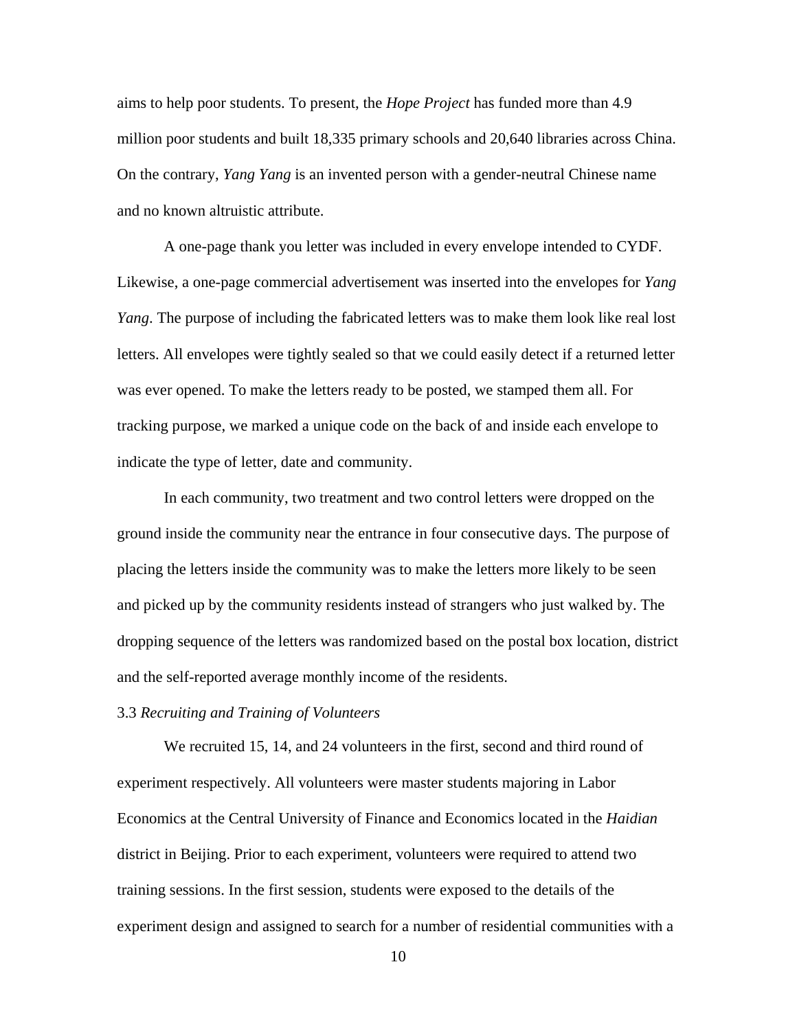aims to help poor students. To present, the *Hope Project* has funded more than 4.9 million poor students and built 18,335 primary schools and 20,640 libraries across China. On the contrary, *Yang Yang* is an invented person with a gender-neutral Chinese name and no known altruistic attribute.

A one-page thank you letter was included in every envelope intended to CYDF. Likewise, a one-page commercial advertisement was inserted into the envelopes for *Yang Yang*. The purpose of including the fabricated letters was to make them look like real lost letters. All envelopes were tightly sealed so that we could easily detect if a returned letter was ever opened. To make the letters ready to be posted, we stamped them all. For tracking purpose, we marked a unique code on the back of and inside each envelope to indicate the type of letter, date and community.

In each community, two treatment and two control letters were dropped on the ground inside the community near the entrance in four consecutive days. The purpose of placing the letters inside the community was to make the letters more likely to be seen and picked up by the community residents instead of strangers who just walked by. The dropping sequence of the letters was randomized based on the postal box location, district and the self-reported average monthly income of the residents.

3.3 *Recruiting and Training of Volunteers*

We recruited 15, 14, and 24 volunteers in the first, second and third round of experiment respectively. All volunteers were master students majoring in Labor Economics at the Central University of Finance and Economics located in the *Haidian* district in Beijing. Prior to each experiment, volunteers were required to attend two training sessions. In the first session, students were exposed to the details of the experiment design and assigned to search for a number of residential communities with a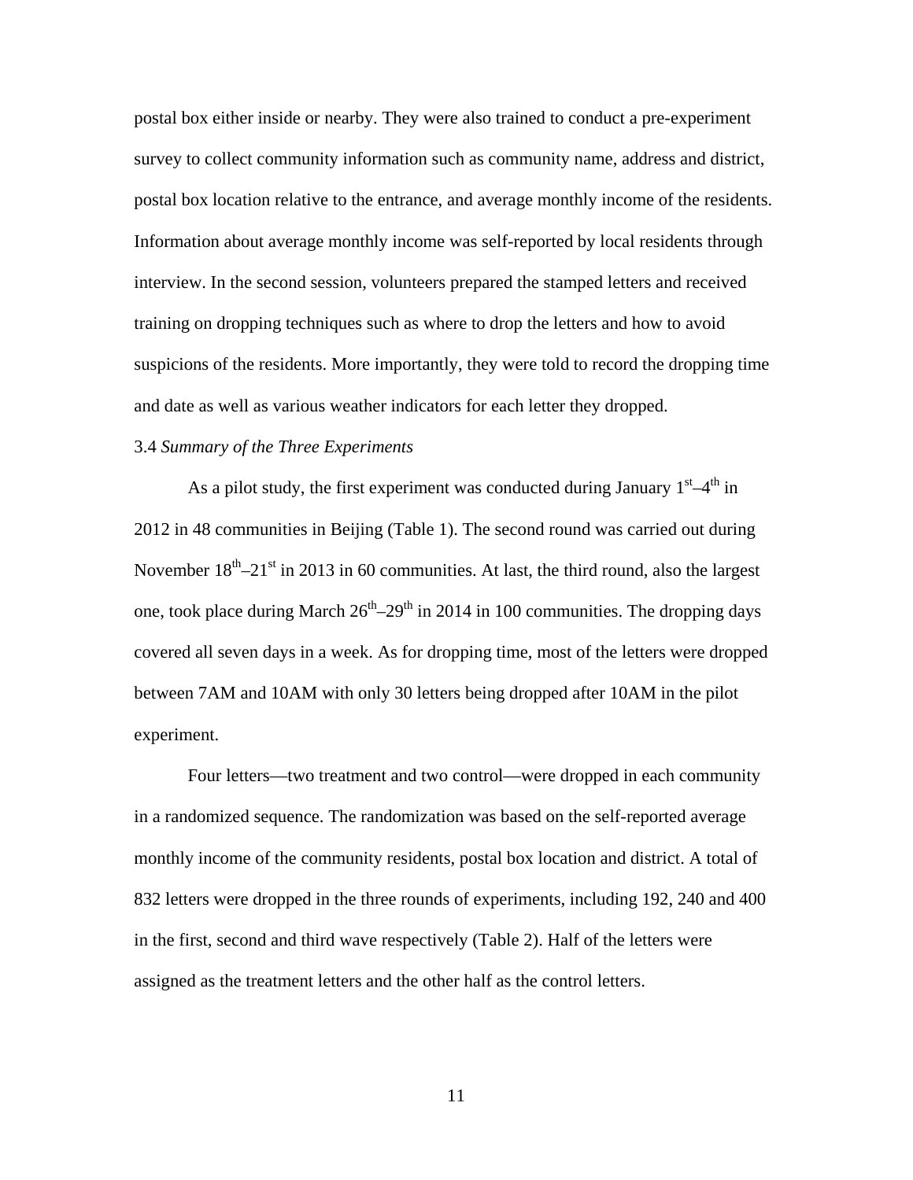postal box either inside or nearby. They were also trained to conduct a pre-experiment survey to collect community information such as community name, address and district, postal box location relative to the entrance, and average monthly income of the residents. Information about average monthly income was self-reported by local residents through interview. In the second session, volunteers prepared the stamped letters and received training on dropping techniques such as where to drop the letters and how to avoid suspicions of the residents. More importantly, they were told to record the dropping time and date as well as various weather indicators for each letter they dropped.

### 3.4 *Summary of the Three Experiments*

As a pilot study, the first experiment was conducted during January 1st–4th in 2012 in 48 communities in Beijing (Table 1). The second round was carried out during November 18th–21st in 2013 in 60 communities. At last, the third round, also the largest one, took place during March 26th–29th in 2014 in 100 communities. The dropping days covered all seven days in a week. As for dropping time, most of the letters were dropped between 7AM and 10AM with only 30 letters being dropped after 10AM in the pilot experiment.

Four letters—two treatment and two control—were dropped in each community in a randomized sequence. The randomization was based on the self-reported average monthly income of the community residents, postal box location and district. A total of 832 letters were dropped in the three rounds of experiments, including 192, 240 and 400 in the first, second and third wave respectively (Table 2). Half of the letters were assigned as the treatment letters and the other half as the control letters.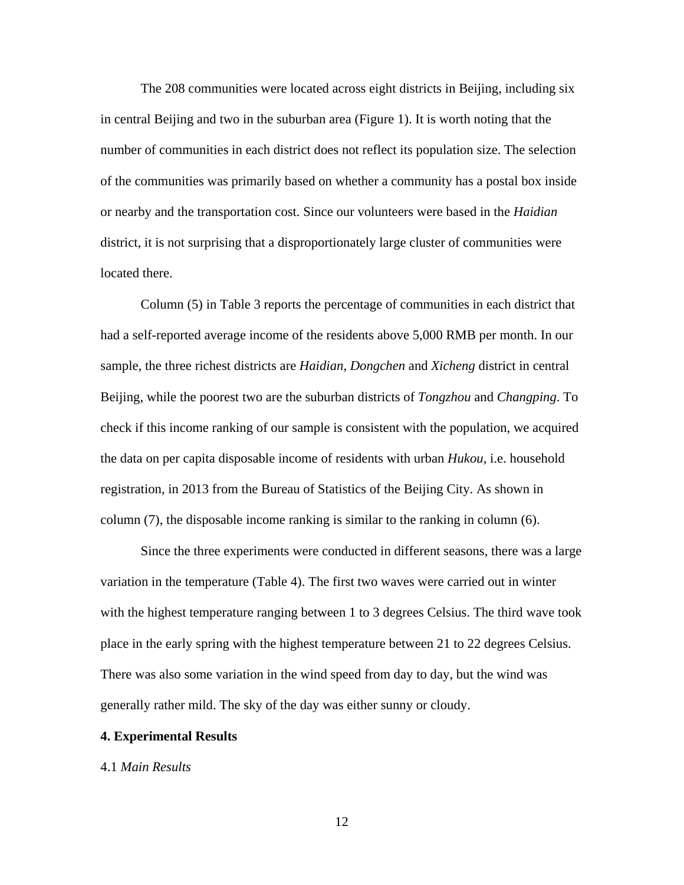The 208 communities were located across eight districts in Beijing, including six in central Beijing and two in the suburban area (Figure 1). It is worth noting that the number of communities in each district does not reflect its population size. The selection of the communities was primarily based on whether a community has a postal box inside or nearby and the transportation cost. Since our volunteers were based in the *Haidian* district, it is not surprising that a disproportionately large cluster of communities were located there.

Column (5) in Table 3 reports the percentage of communities in each district that had a self-reported average income of the residents above 5,000 RMB per month. In our sample, the three richest districts are *Haidian*, *Dongchen* and *Xicheng* district in central Beijing, while the poorest two are the suburban districts of *Tongzhou* and *Changping*. To check if this income ranking of our sample is consistent with the population, we acquired the data on per capita disposable income of residents with urban *Hukou*, i.e. household registration, in 2013 from the Bureau of Statistics of the Beijing City. As shown in column (7), the disposable income ranking is similar to the ranking in column (6).

Since the three experiments were conducted in different seasons, there was a large variation in the temperature (Table 4). The first two waves were carried out in winter with the highest temperature ranging between 1 to 3 degrees Celsius. The third wave took place in the early spring with the highest temperature between 21 to 22 degrees Celsius. There was also some variation in the wind speed from day to day, but the wind was generally rather mild. The sky of the day was either sunny or cloudy.

## 4. Experimental Results

### 4.1 *Main Results*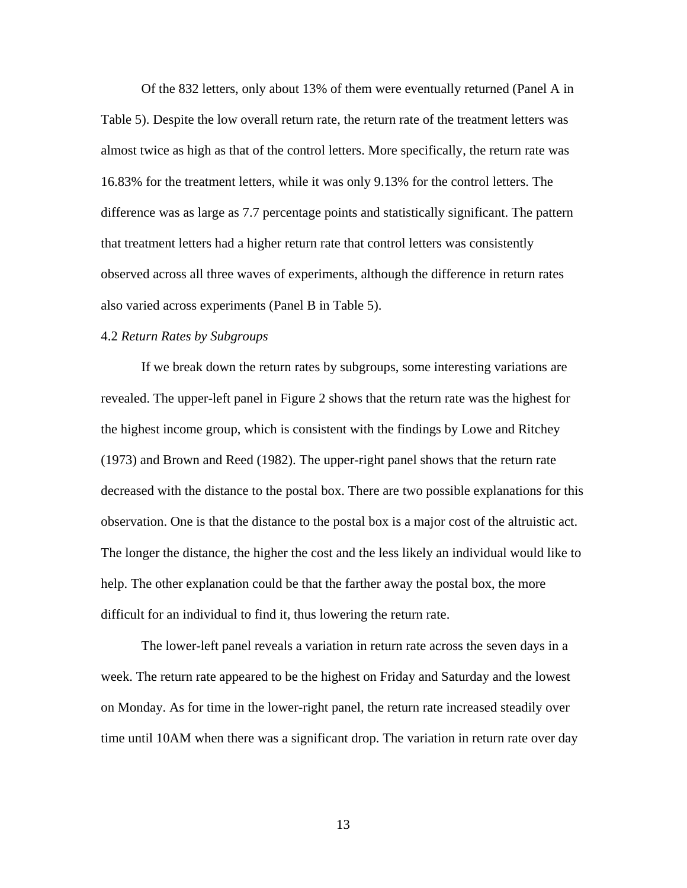Of the 832 letters, only about 13% of them were eventually returned (Panel A in Table 5). Despite the low overall return rate, the return rate of the treatment letters was almost twice as high as that of the control letters. More specifically, the return rate was 16.83% for the treatment letters, while it was only 9.13% for the control letters. The difference was as large as 7.7 percentage points and statistically significant. The pattern that treatment letters had a higher return rate that control letters was consistently observed across all three waves of experiments, although the difference in return rates also varied across experiments (Panel B in Table 5).

4.2 *Return Rates by Subgroups*

If we break down the return rates by subgroups, some interesting variations are revealed. The upper-left panel in Figure 2 shows that the return rate was the highest for the highest income group, which is consistent with the findings by Lowe and Ritchey (1973) and Brown and Reed (1982). The upper-right panel shows that the return rate decreased with the distance to the postal box. There are two possible explanations for this observation. One is that the distance to the postal box is a major cost of the altruistic act. The longer the distance, the higher the cost and the less likely an individual would like to help. The other explanation could be that the farther away the postal box, the more difficult for an individual to find it, thus lowering the return rate.

The lower-left panel reveals a variation in return rate across the seven days in a week. The return rate appeared to be the highest on Friday and Saturday and the lowest on Monday. As for time in the lower-right panel, the return rate increased steadily over time until 10AM when there was a significant drop. The variation in return rate over day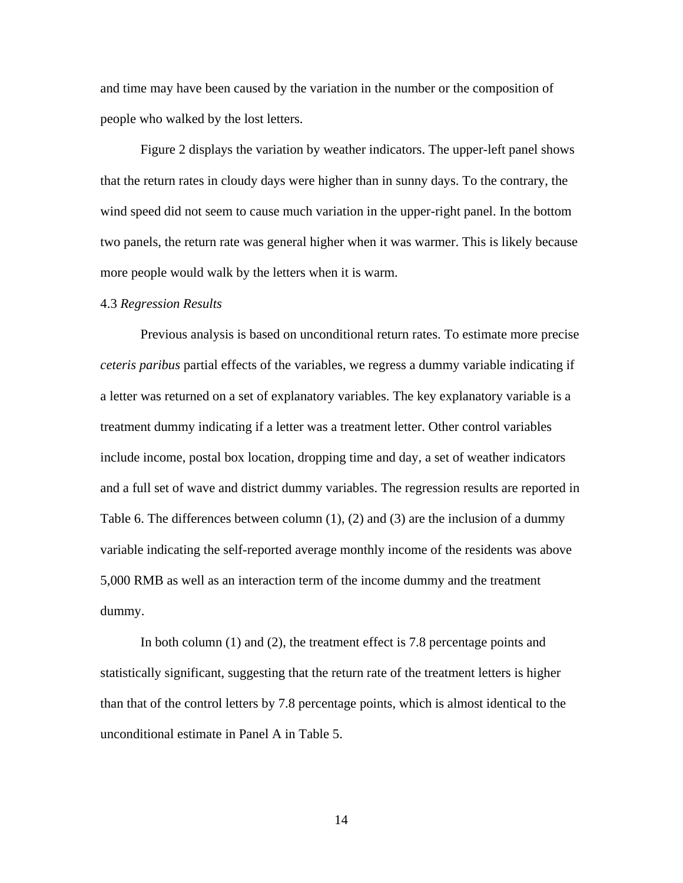and time may have been caused by the variation in the number or the composition of people who walked by the lost letters.

Figure 2 displays the variation by weather indicators. The upper-left panel shows that the return rates in cloudy days were higher than in sunny days. To the contrary, the wind speed did not seem to cause much variation in the upper-right panel. In the bottom two panels, the return rate was general higher when it was warmer. This is likely because more people would walk by the letters when it is warm.

4.3 *Regression Results*

Previous analysis is based on unconditional return rates. To estimate more precise *ceteris paribus* partial effects of the variables, we regress a dummy variable indicating if a letter was returned on a set of explanatory variables. The key explanatory variable is a treatment dummy indicating if a letter was a treatment letter. Other control variables include income, postal box location, dropping time and day, a set of weather indicators and a full set of wave and district dummy variables. The regression results are reported in Table 6. The differences between column (1), (2) and (3) are the inclusion of a dummy variable indicating the self-reported average monthly income of the residents was above 5,000 RMB as well as an interaction term of the income dummy and the treatment dummy.

In both column (1) and (2), the treatment effect is 7.8 percentage points and statistically significant, suggesting that the return rate of the treatment letters is higher than that of the control letters by 7.8 percentage points, which is almost identical to the unconditional estimate in Panel A in Table 5.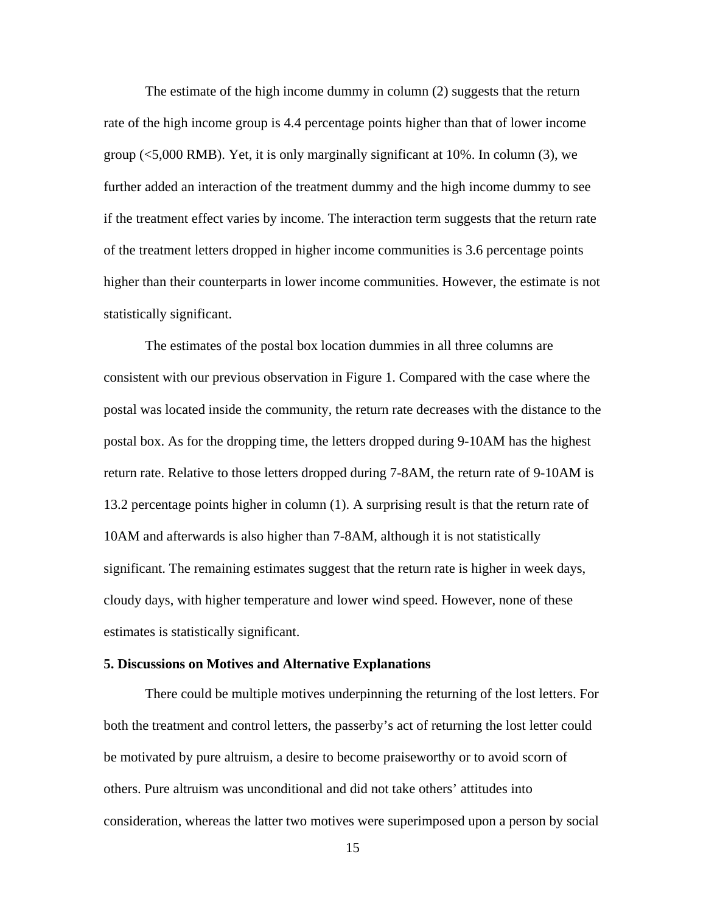The estimate of the high income dummy in column (2) suggests that the return rate of the high income group is 4.4 percentage points higher than that of lower income group (<5,000 RMB). Yet, it is only marginally significant at 10%. In column (3), we further added an interaction of the treatment dummy and the high income dummy to see if the treatment effect varies by income. The interaction term suggests that the return rate of the treatment letters dropped in higher income communities is 3.6 percentage points higher than their counterparts in lower income communities. However, the estimate is not statistically significant.

The estimates of the postal box location dummies in all three columns are consistent with our previous observation in Figure 1. Compared with the case where the postal was located inside the community, the return rate decreases with the distance to the postal box. As for the dropping time, the letters dropped during 9-10AM has the highest return rate. Relative to those letters dropped during 7-8AM, the return rate of 9-10AM is 13.2 percentage points higher in column (1). A surprising result is that the return rate of 10AM and afterwards is also higher than 7-8AM, although it is not statistically significant. The remaining estimates suggest that the return rate is higher in week days, cloudy days, with higher temperature and lower wind speed. However, none of these estimates is statistically significant.

**5. Discussions on Motives and Alternative Explanations**

There could be multiple motives underpinning the returning of the lost letters. For both the treatment and control letters, the passerby's act of returning the lost letter could be motivated by pure altruism, a desire to become praiseworthy or to avoid scorn of others. Pure altruism was unconditional and did not take others' attitudes into consideration, whereas the latter two motives were superimposed upon a person by social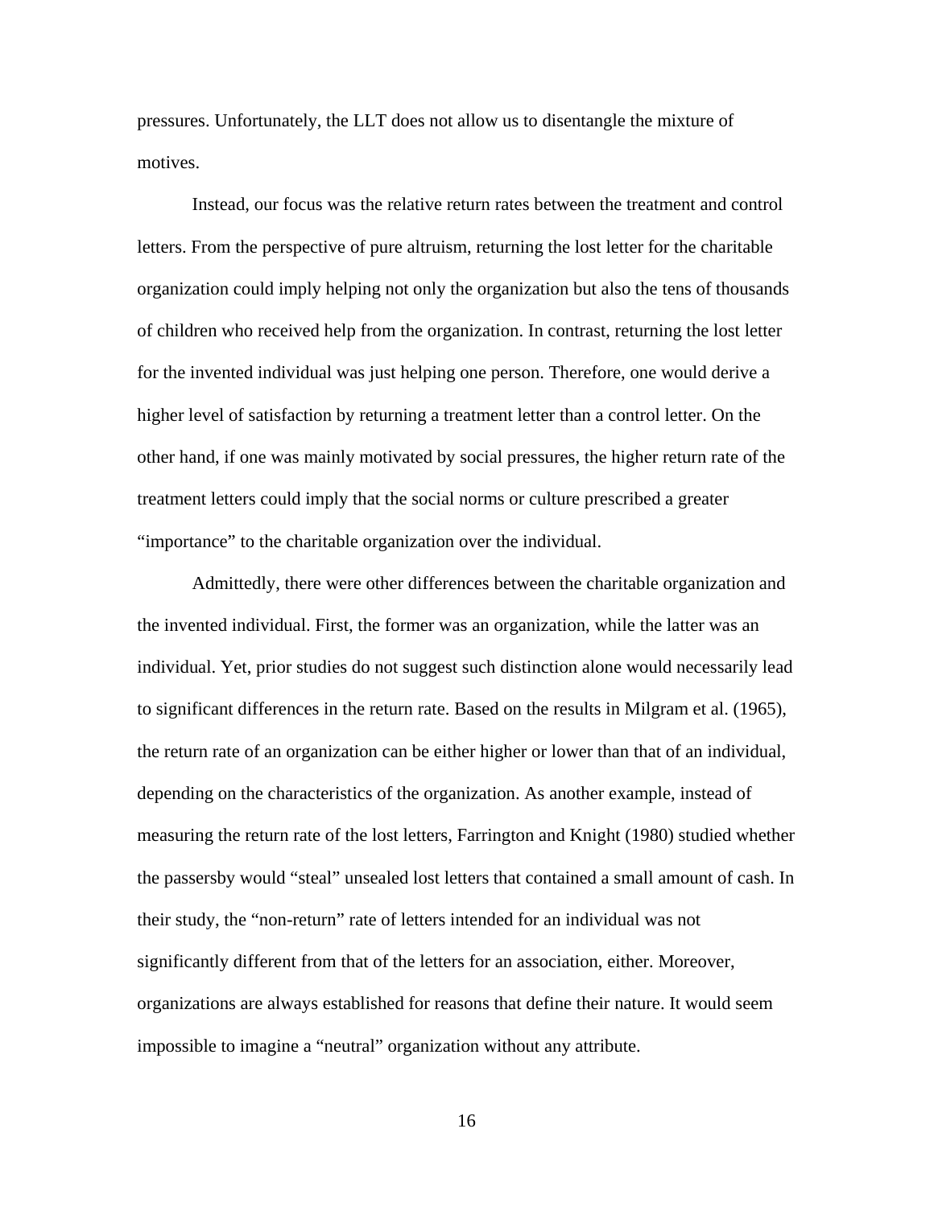pressures. Unfortunately, the LLT does not allow us to disentangle the mixture of motives.

Instead, our focus was the relative return rates between the treatment and control letters. From the perspective of pure altruism, returning the lost letter for the charitable organization could imply helping not only the organization but also the tens of thousands of children who received help from the organization. In contrast, returning the lost letter for the invented individual was just helping one person. Therefore, one would derive a higher level of satisfaction by returning a treatment letter than a control letter. On the other hand, if one was mainly motivated by social pressures, the higher return rate of the treatment letters could imply that the social norms or culture prescribed a greater "importance" to the charitable organization over the individual.

Admittedly, there were other differences between the charitable organization and the invented individual. First, the former was an organization, while the latter was an individual. Yet, prior studies do not suggest such distinction alone would necessarily lead to significant differences in the return rate. Based on the results in Milgram et al. (1965), the return rate of an organization can be either higher or lower than that of an individual, depending on the characteristics of the organization. As another example, instead of measuring the return rate of the lost letters, Farrington and Knight (1980) studied whether the passersby would "steal" unsealed lost letters that contained a small amount of cash. In their study, the "non-return" rate of letters intended for an individual was not significantly different from that of the letters for an association, either. Moreover, organizations are always established for reasons that define their nature. It would seem impossible to imagine a "neutral" organization without any attribute.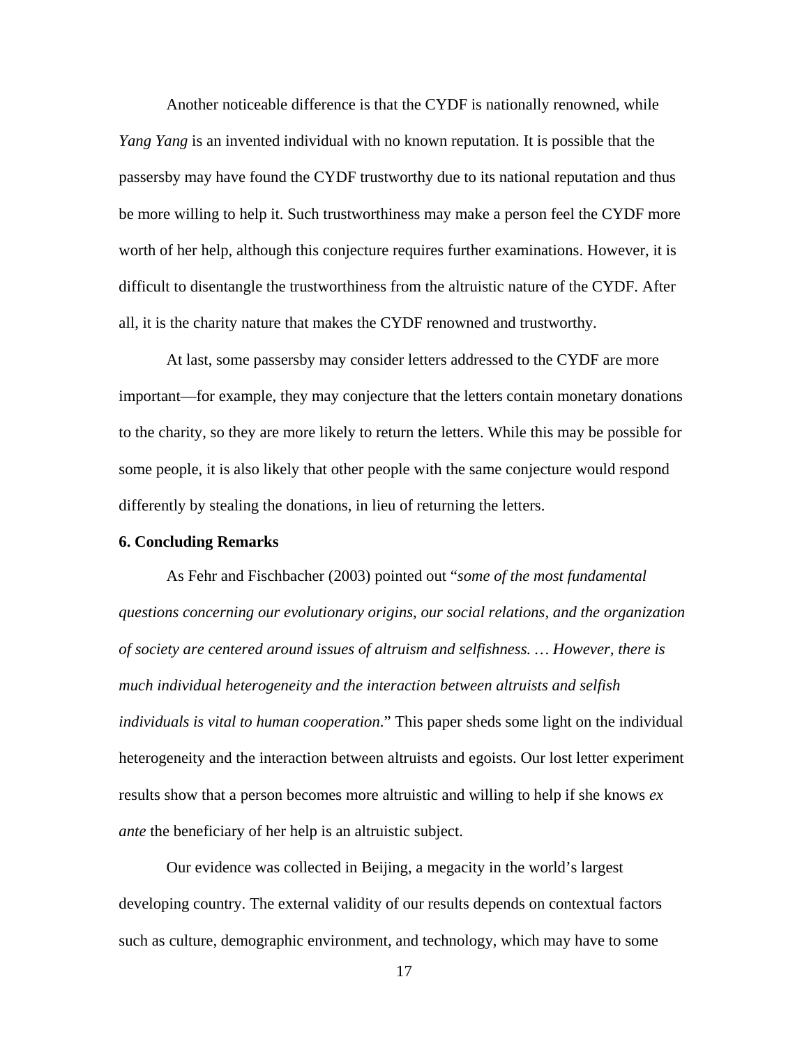Another noticeable difference is that the CYDF is nationally renowned, while *Yang Yang* is an invented individual with no known reputation. It is possible that the passersby may have found the CYDF trustworthy due to its national reputation and thus be more willing to help it. Such trustworthiness may make a person feel the CYDF more worth of her help, although this conjecture requires further examinations. However, it is difficult to disentangle the trustworthiness from the altruistic nature of the CYDF. After all, it is the charity nature that makes the CYDF renowned and trustworthy.

At last, some passersby may consider letters addressed to the CYDF are more important—for example, they may conjecture that the letters contain monetary donations to the charity, so they are more likely to return the letters. While this may be possible for some people, it is also likely that other people with the same conjecture would respond differently by stealing the donations, in lieu of returning the letters.

## 6. Concluding Remarks

As Fehr and Fischbacher (2003) pointed out "*some of the most fundamental questions concerning our evolutionary origins, our social relations, and the organization of society are centered around issues of altruism and selfishness. … However, there is much individual heterogeneity and the interaction between altruists and selfish individuals is vital to human cooperation*." This paper sheds some light on the individual heterogeneity and the interaction between altruists and egoists. Our lost letter experiment results show that a person becomes more altruistic and willing to help if she knows *ex ante* the beneficiary of her help is an altruistic subject.

Our evidence was collected in Beijing, a megacity in the world's largest developing country. The external validity of our results depends on contextual factors such as culture, demographic environment, and technology, which may have to some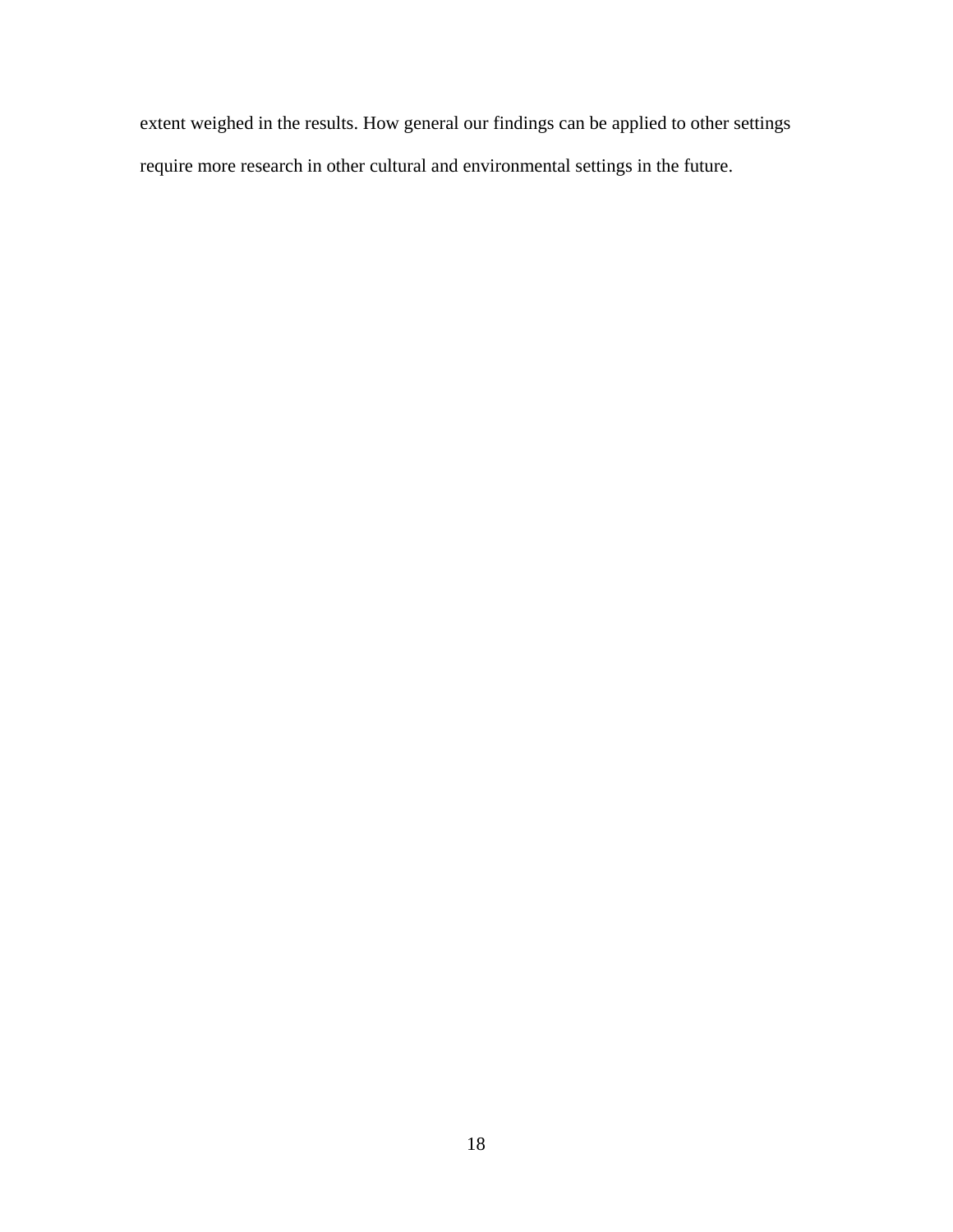extent weighed in the results. How general our findings can be applied to other settings require more research in other cultural and environmental settings in the future.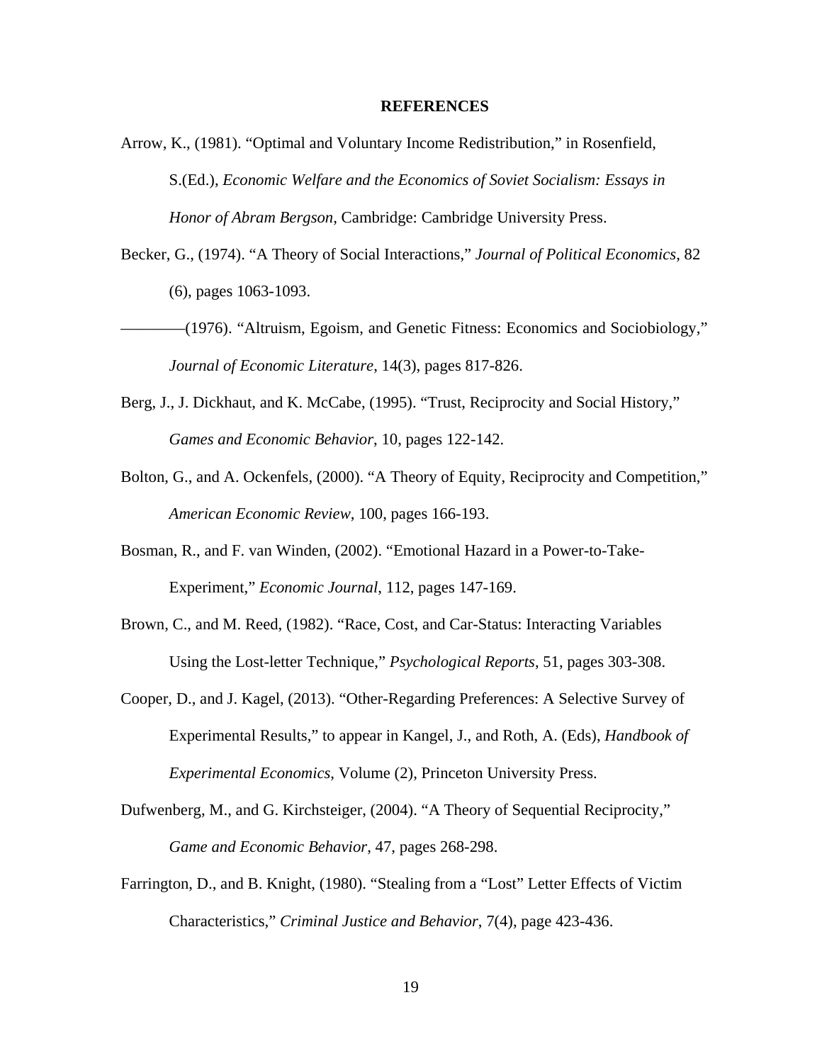# REFERENCES

Arrow, K., (1981). "Optimal and Voluntary Income Redistribution," in Rosenfield, S.(Ed.), *Economic Welfare and the Economics of Soviet Socialism: Essays in Honor of Abram Bergson*, Cambridge: Cambridge University Press.

Becker, G., (1974). "A Theory of Social Interactions," *Journal of Political Economics*, 82 (6), pages 1063-1093.

————(1976). "Altruism, Egoism, and Genetic Fitness: Economics and Sociobiology," *Journal of Economic Literature*, 14(3), pages 817-826.

Berg, J., J. Dickhaut, and K. McCabe, (1995). "Trust, Reciprocity and Social History," *Games and Economic Behavior*, 10, pages 122-142.

Bolton, G., and A. Ockenfels, (2000). "A Theory of Equity, Reciprocity and Competition," *American Economic Review*, 100, pages 166-193.

Bosman, R., and F. van Winden, (2002). "Emotional Hazard in a Power-to-Take-Experiment," *Economic Journal*, 112, pages 147-169.

Brown, C., and M. Reed, (1982). "Race, Cost, and Car-Status: Interacting Variables Using the Lost-letter Technique," *Psychological Reports*, 51, pages 303-308.

Cooper, D., and J. Kagel, (2013). "Other-Regarding Preferences: A Selective Survey of Experimental Results," to appear in Kangel, J., and Roth, A. (Eds), *Handbook of Experimental Economics*, Volume (2), Princeton University Press.

Dufwenberg, M., and G. Kirchsteiger, (2004). "A Theory of Sequential Reciprocity," *Game and Economic Behavior*, 47, pages 268-298.

Farrington, D., and B. Knight, (1980). "Stealing from a "Lost" Letter Effects of Victim Characteristics," *Criminal Justice and Behavior*, 7(4), page 423-436.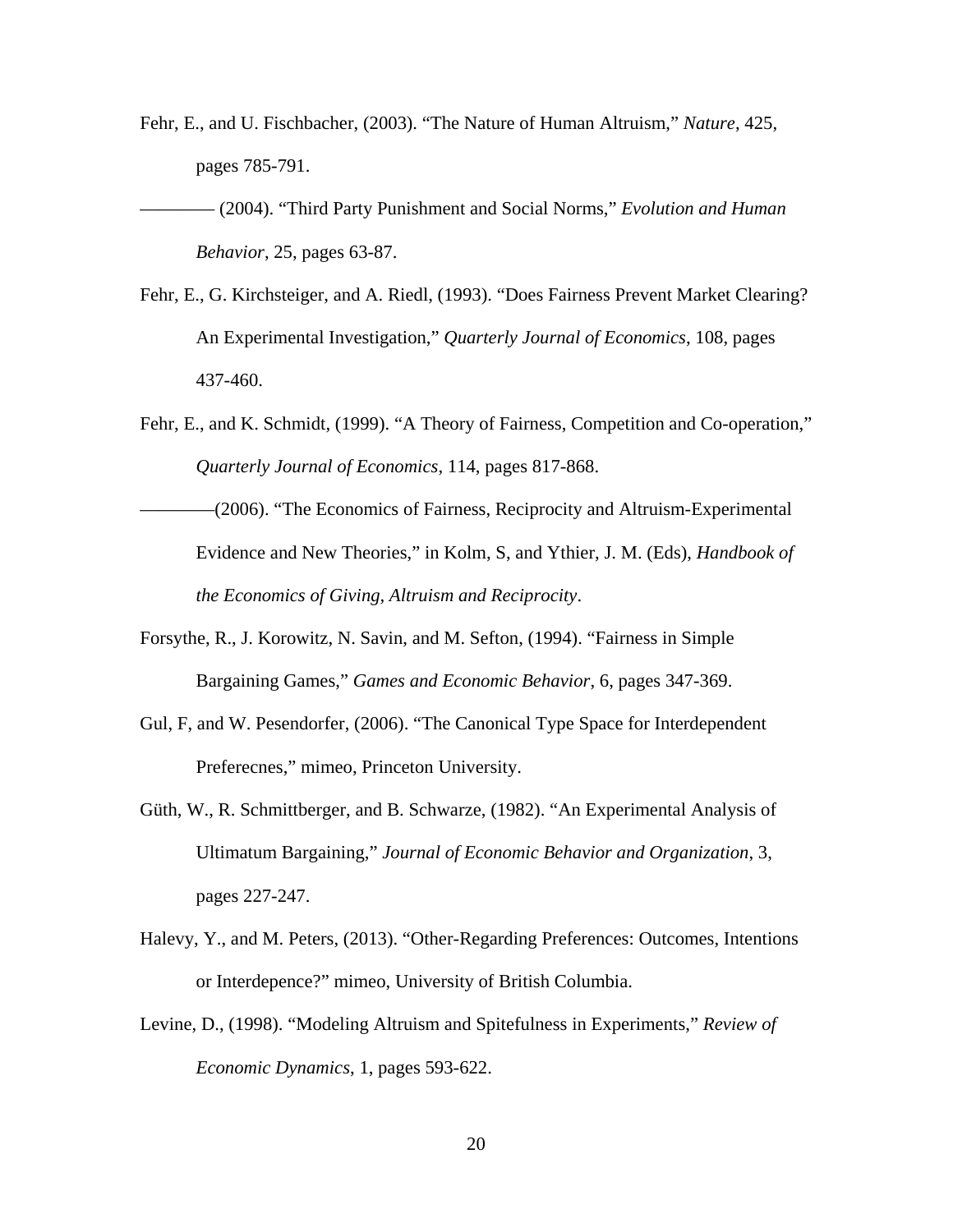Fehr, E., and U. Fischbacher, (2003). "The Nature of Human Altruism," *Nature*, 425, pages 785-791.

———— (2004). "Third Party Punishment and Social Norms," *Evolution and Human Behavior*, 25, pages 63-87.

Fehr, E., G. Kirchsteiger, and A. Riedl, (1993). "Does Fairness Prevent Market Clearing? An Experimental Investigation," *Quarterly Journal of Economics*, 108, pages 437-460.

Fehr, E., and K. Schmidt, (1999). "A Theory of Fairness, Competition and Co-operation," *Quarterly Journal of Economics*, 114, pages 817-868.

————(2006). "The Economics of Fairness, Reciprocity and Altruism-Experimental Evidence and New Theories," in Kolm, S, and Ythier, J. M. (Eds), *Handbook of the Economics of Giving, Altruism and Reciprocity*.

Forsythe, R., J. Korowitz, N. Savin, and M. Sefton, (1994). "Fairness in Simple Bargaining Games," *Games and Economic Behavior*, 6, pages 347-369.

Gul, F, and W. Pesendorfer, (2006). "The Canonical Type Space for Interdependent Preferecnes," mimeo, Princeton University.

Güth, W., R. Schmittberger, and B. Schwarze, (1982). "An Experimental Analysis of Ultimatum Bargaining," *Journal of Economic Behavior and Organization*, 3, pages 227-247.

Halevy, Y., and M. Peters, (2013). "Other-Regarding Preferences: Outcomes, Intentions or Interdepence?" mimeo, University of British Columbia.

Levine, D., (1998). "Modeling Altruism and Spitefulness in Experiments," *Review of Economic Dynamics*, 1, pages 593-622.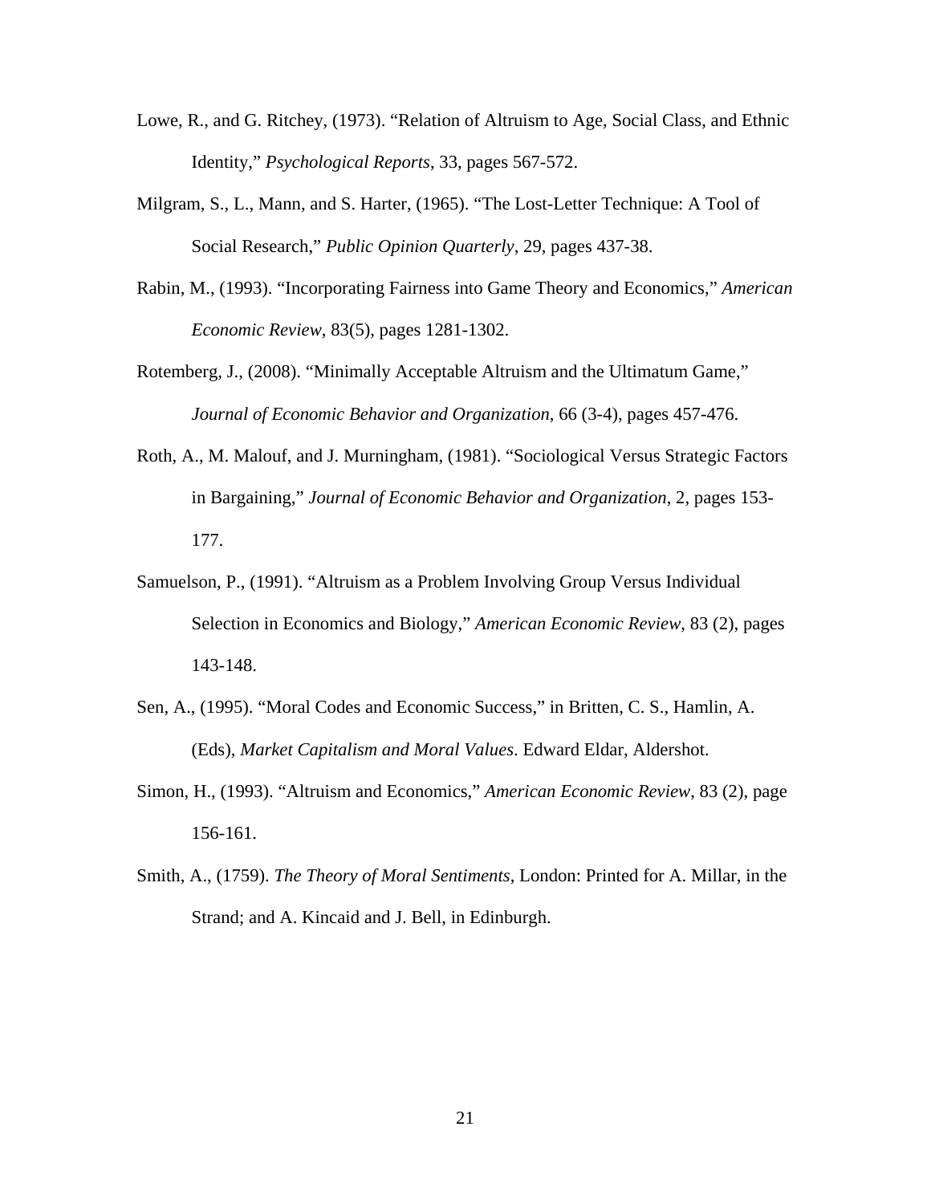Lowe, R., and G. Ritchey, (1973). "Relation of Altruism to Age, Social Class, and Ethnic Identity," *Psychological Reports*, 33, pages 567-572.

Milgram, S., L., Mann, and S. Harter, (1965). "The Lost-Letter Technique: A Tool of Social Research," *Public Opinion Quarterly*, 29, pages 437-38.

Rabin, M., (1993). "Incorporating Fairness into Game Theory and Economics," *American Economic Review*, 83(5), pages 1281-1302.

Rotemberg, J., (2008). "Minimally Acceptable Altruism and the Ultimatum Game," *Journal of Economic Behavior and Organization*, 66 (3-4), pages 457-476.

Roth, A., M. Malouf, and J. Murningham, (1981). "Sociological Versus Strategic Factors in Bargaining," *Journal of Economic Behavior and Organization*, 2, pages 153-177.

Samuelson, P., (1991). "Altruism as a Problem Involving Group Versus Individual Selection in Economics and Biology," *American Economic Review*, 83 (2), pages 143-148.

Sen, A., (1995). "Moral Codes and Economic Success," in Britten, C. S., Hamlin, A. (Eds), *Market Capitalism and Moral Values*. Edward Eldar, Aldershot.

Simon, H., (1993). "Altruism and Economics," *American Economic Review*, 83 (2), page 156-161.

Smith, A., (1759). *The Theory of Moral Sentiments*, London: Printed for A. Millar, in the Strand; and A. Kincaid and J. Bell, in Edinburgh.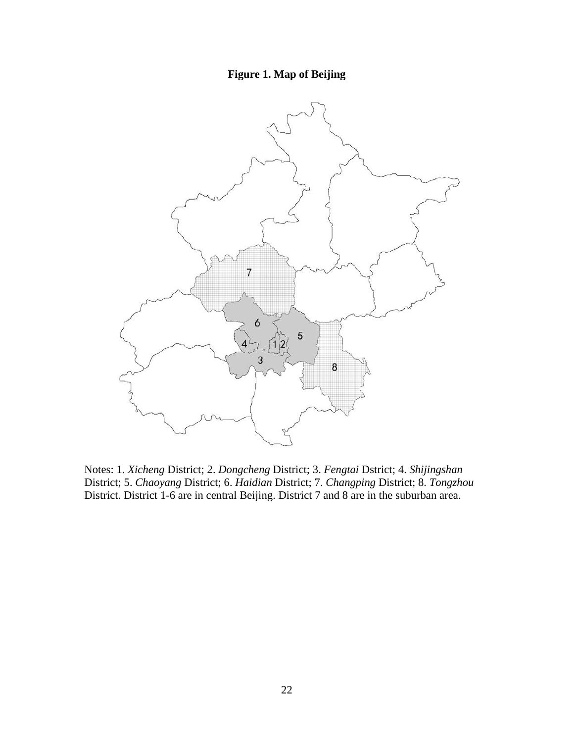**Figure 1. Map of Beijing**

Notes: 1. *Xicheng* District; 2. *Dongcheng* District; 3. *Fengtai* Dstrict; 4. *Shijingshan* District; 5. *Chaoyang* District; 6. *Haidian* District; 7. *Changping* District; 8. *Tongzhou* District. District 1-6 are in central Beijing. District 7 and 8 are in the suburban area.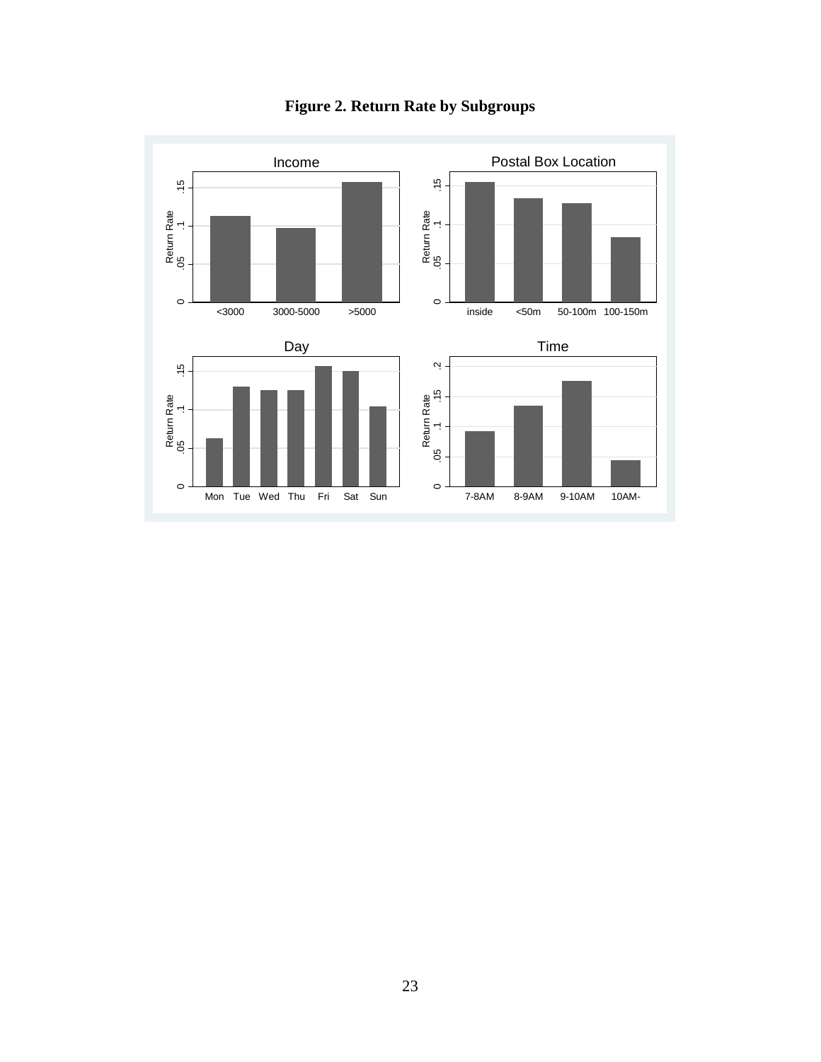**Figure 2. Return Rate by Subgroups**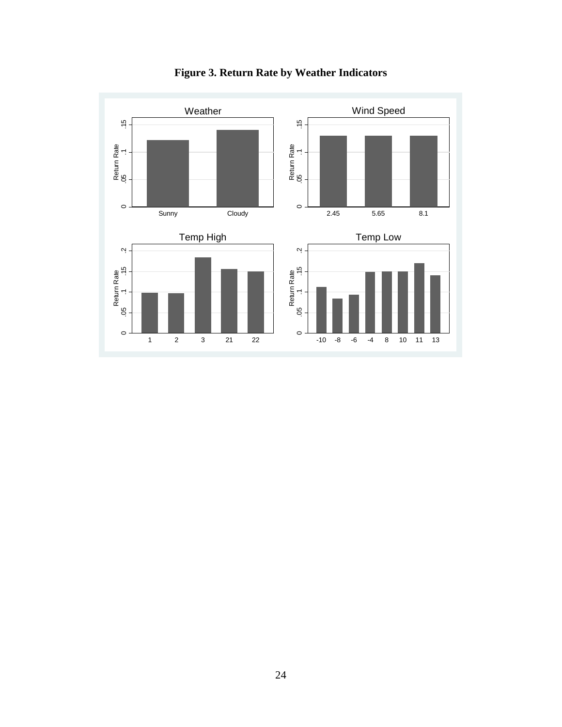**Figure 3. Return Rate by Weather Indicators**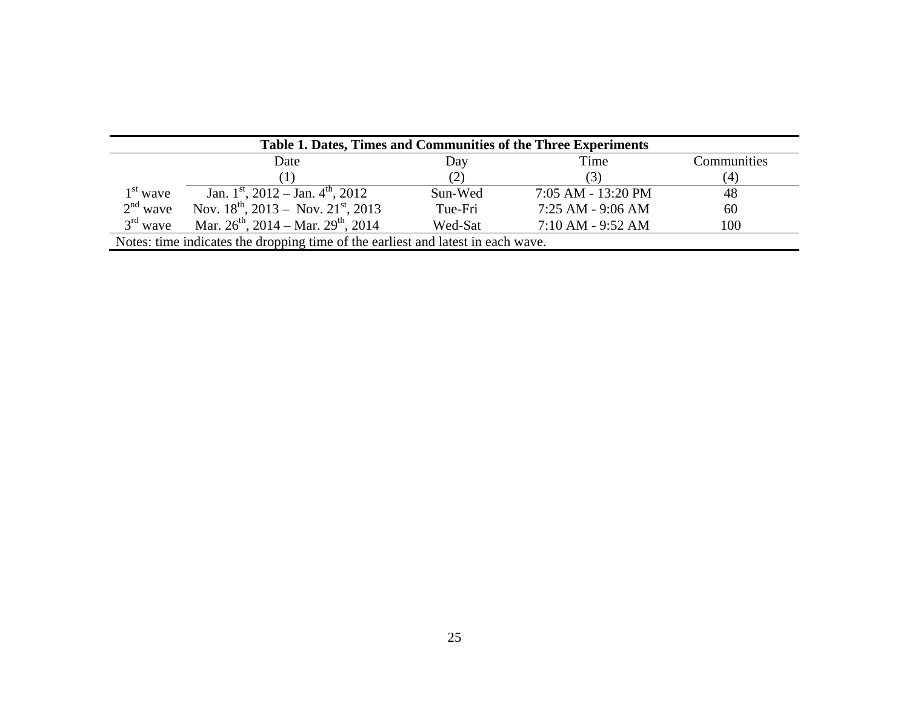**Table 1. Dates, Times and Communities of the Three Experiments**

| | Date | Day | Time | Communities |
|---|---|---|---|---|
| | (1) | (2) | (3) | (4) |
| 1st wave | Jan. 1st, 2012 – Jan. 4th, 2012 | Sun-Wed | 7:05 AM - 13:20 PM | 48 |
| 2nd wave | Nov. 18th, 2013 – Nov. 21st, 2013 | Tue-Fri | 7:25 AM - 9:06 AM | 60 |
| 3rd wave | Mar. 26th, 2014 – Mar. 29th, 2014 | Wed-Sat | 7:10 AM - 9:52 AM | 100 |

Notes: time indicates the dropping time of the earliest and latest in each wave.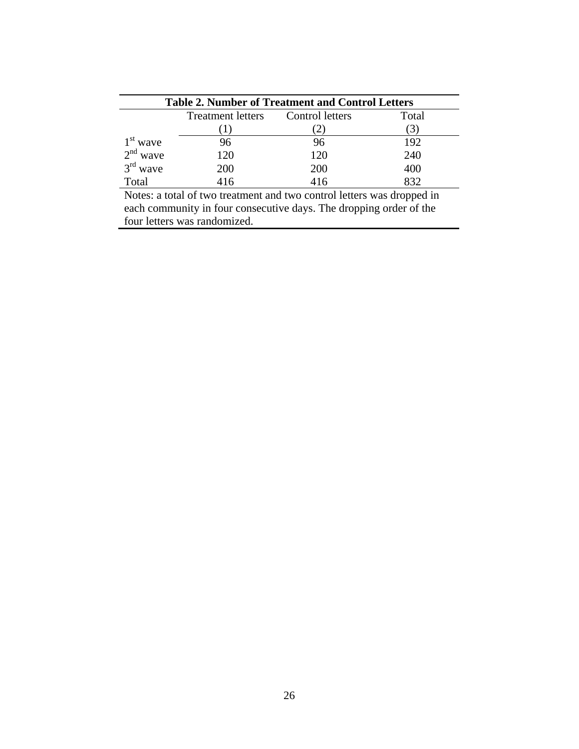**Table 2. Number of Treatment and Control Letters**

| | Treatment letters | Control letters | Total |
|---|---|---|---|
| | (1) | (2) | (3) |
| 1st wave | 96 | 96 | 192 |
| 2nd wave | 120 | 120 | 240 |
| 3rd wave | 200 | 200 | 400 |
| Total | 416 | 416 | 832 |

Notes: a total of two treatment and two control letters was dropped in each community in four consecutive days. The dropping order of the four letters was randomized.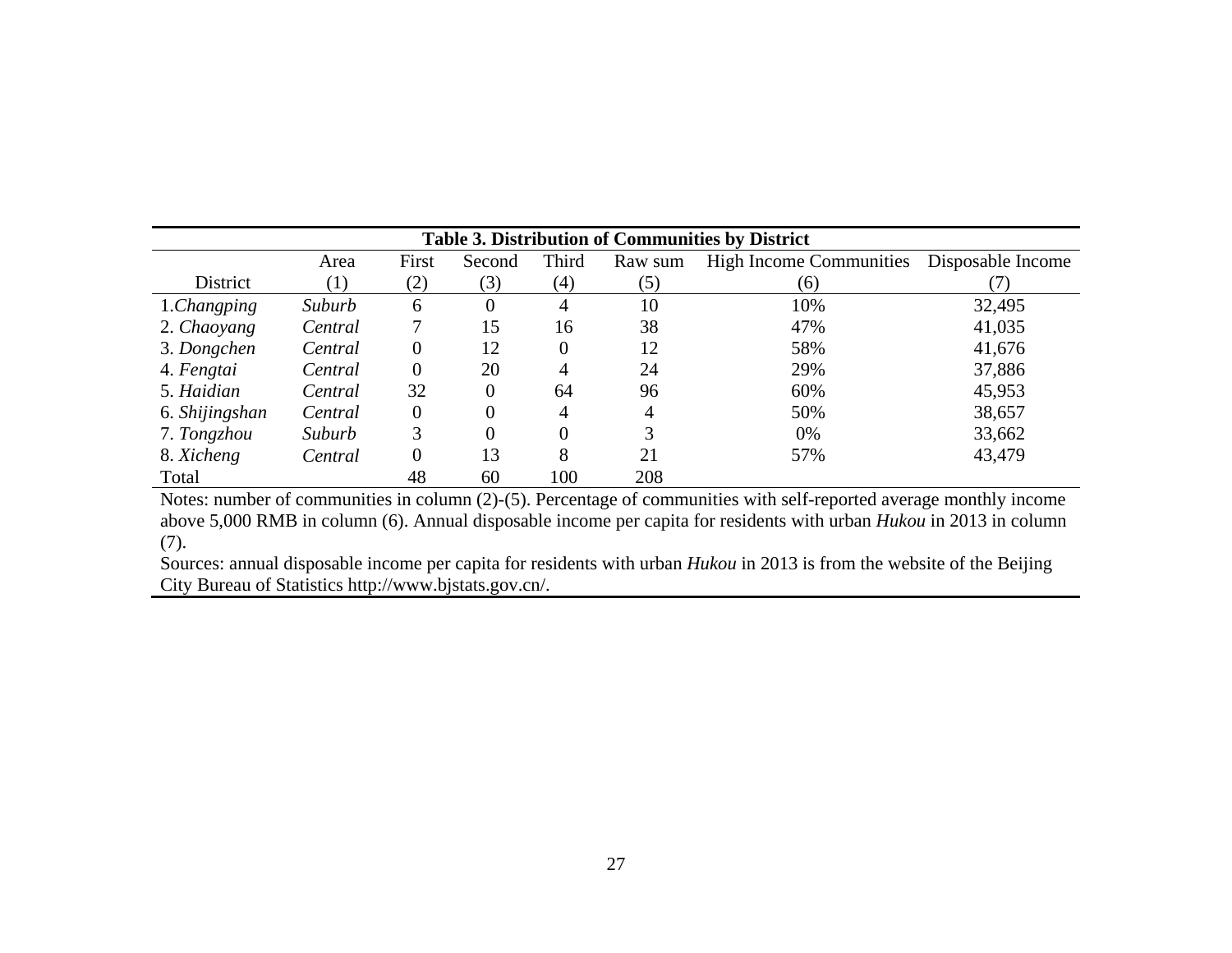**Table 3. Distribution of Communities by District**

| District | Area (1) | First (2) | Second (3) | Third (4) | Raw sum (5) | High Income Communities (6) | Disposable Income (7) |
|---|---|---|---|---|---|---|---|
| 1.*Changping* | *Suburb* | 6 | 0 | 4 | 10 | 10% | 32,495 |
| 2. *Chaoyang* | *Central* | 7 | 15 | 16 | 38 | 47% | 41,035 |
| 3. *Dongchen* | *Central* | 0 | 12 | 0 | 12 | 58% | 41,676 |
| 4. *Fengtai* | *Central* | 0 | 20 | 4 | 24 | 29% | 37,886 |
| 5. *Haidian* | *Central* | 32 | 0 | 64 | 96 | 60% | 45,953 |
| 6. *Shijingshan* | *Central* | 0 | 0 | 4 | 4 | 50% | 38,657 |
| 7. *Tongzhou* | *Suburb* | 3 | 0 | 0 | 3 | 0% | 33,662 |
| 8. *Xicheng* | *Central* | 0 | 13 | 8 | 21 | 57% | 43,479 |
| Total | | 48 | 60 | 100 | 208 | | |

Notes: number of communities in column (2)-(5). Percentage of communities with self-reported average monthly income above 5,000 RMB in column (6). Annual disposable income per capita for residents with urban *Hukou* in 2013 in column (7).

Sources: annual disposable income per capita for residents with urban *Hukou* in 2013 is from the website of the Beijing City Bureau of Statistics http://www.bjstats.gov.cn/.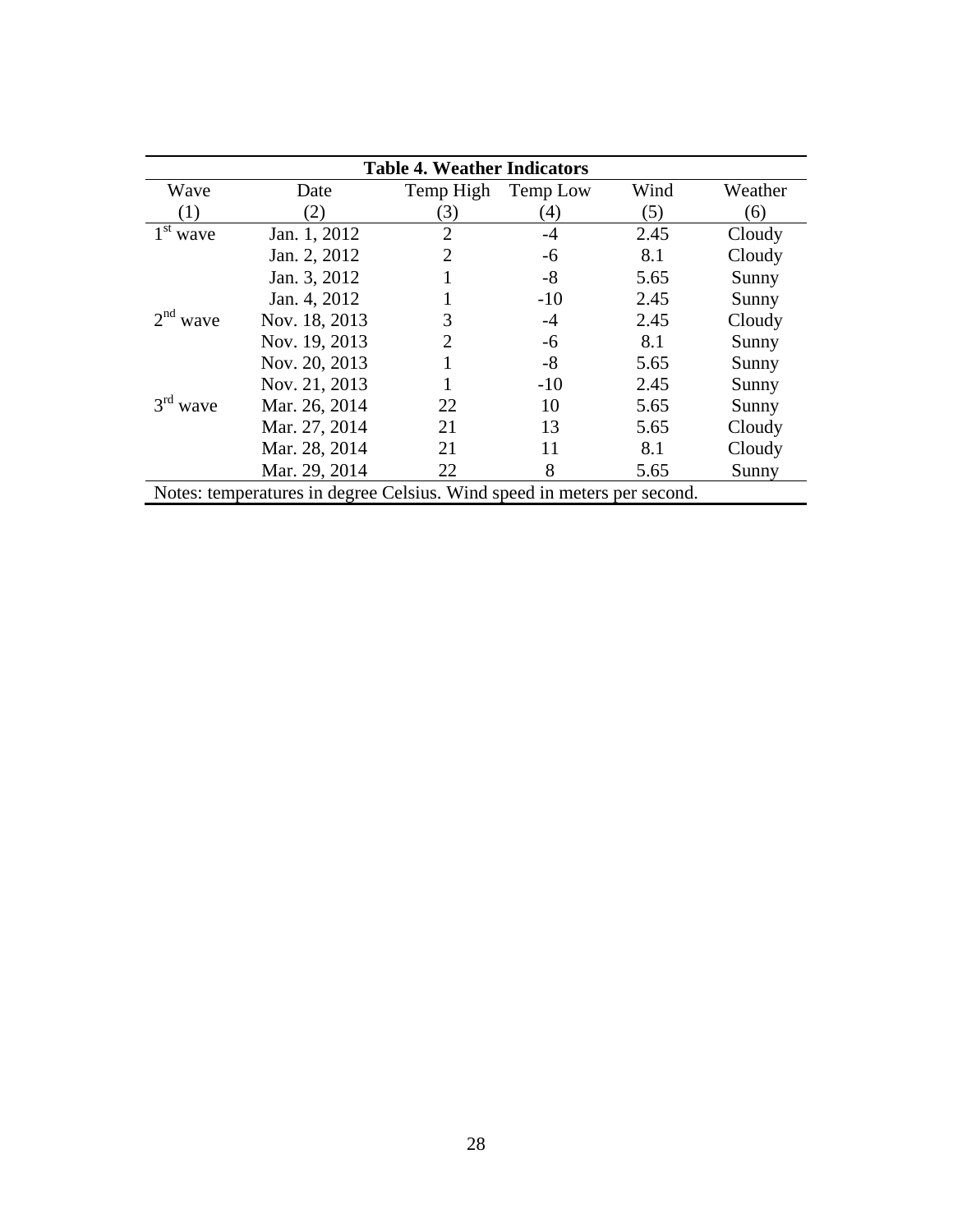**Table 4. Weather Indicators**

| Wave | Date | Temp High | Temp Low | Wind | Weather |
|---|---|---|---|---|---|
| (1) | (2) | (3) | (4) | (5) | (6) |
| $1^{st}$ wave | Jan. 1, 2012 | 2 | -4 | 2.45 | Cloudy |
| | Jan. 2, 2012 | 2 | -6 | 8.1 | Cloudy |
| | Jan. 3, 2012 | 1 | -8 | 5.65 | Sunny |
| | Jan. 4, 2012 | 1 | -10 | 2.45 | Sunny |
| $2^{nd}$ wave | Nov. 18, 2013 | 3 | -4 | 2.45 | Cloudy |
| | Nov. 19, 2013 | 2 | -6 | 8.1 | Sunny |
| | Nov. 20, 2013 | 1 | -8 | 5.65 | Sunny |
| | Nov. 21, 2013 | 1 | -10 | 2.45 | Sunny |
| $3^{rd}$ wave | Mar. 26, 2014 | 22 | 10 | 5.65 | Sunny |
| | Mar. 27, 2014 | 21 | 13 | 5.65 | Cloudy |
| | Mar. 28, 2014 | 21 | 11 | 8.1 | Cloudy |
| | Mar. 29, 2014 | 22 | 8 | 5.65 | Sunny |

Notes: temperatures in degree Celsius. Wind speed in meters per second.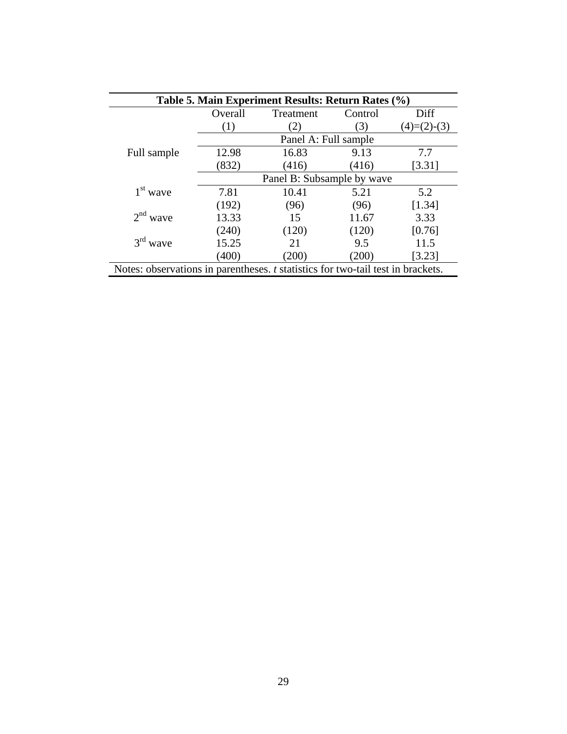**Table 5. Main Experiment Results: Return Rates (%)**

| | Overall | Treatment | Control | Diff |
|---|---|---|---|---|
| | (1) | (2) | (3) | (4)=(2)-(3) |
| | Panel A: Full sample | | | |
| Full sample | 12.98 | 16.83 | 9.13 | 7.7 |
| | (832) | (416) | (416) | [3.31] |
| | Panel B: Subsample by wave | | | |
| 1st wave | 7.81 | 10.41 | 5.21 | 5.2 |
| | (192) | (96) | (96) | [1.34] |
| 2nd wave | 13.33 | 15 | 11.67 | 3.33 |
| | (240) | (120) | (120) | [0.76] |
| 3rd wave | 15.25 | 21 | 9.5 | 11.5 |
| | (400) | (200) | (200) | [3.23] |

Notes: observations in parentheses. *t* statistics for two-tail test in brackets.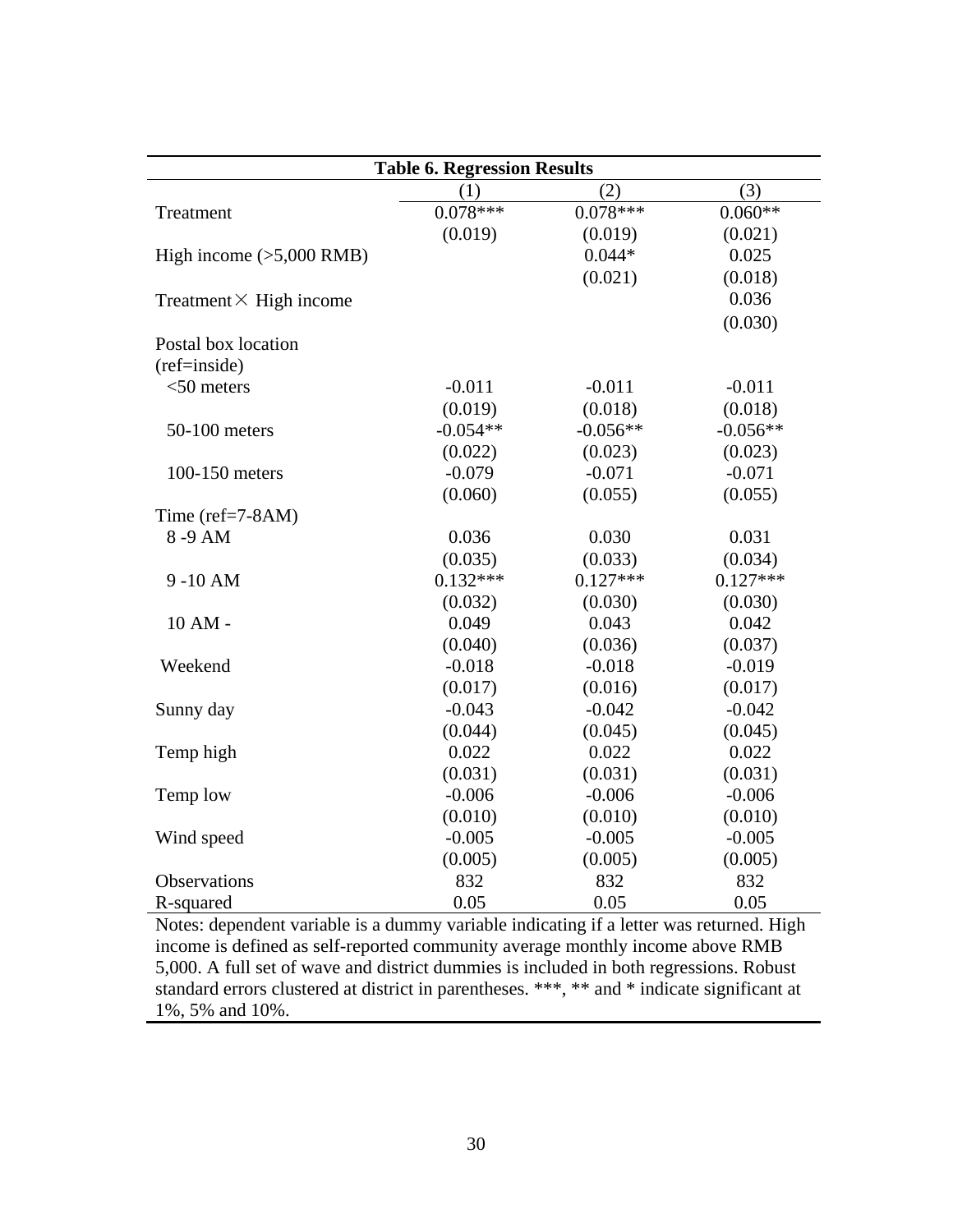**Table 6. Regression Results**

| | (1) | (2) | (3) |
|---|---|---|---|
| Treatment | 0.078*** | 0.078*** | 0.060** |
| | (0.019) | (0.019) | (0.021) |
| High income (>5,000 RMB) | | 0.044* | 0.025 |
| | | (0.021) | (0.018) |
| Treatment× High income | | | 0.036 |
| | | | (0.030) |
| Postal box location (ref=inside) | | | |
| <50 meters | -0.011 | -0.011 | -0.011 |
| | (0.019) | (0.018) | (0.018) |
| 50-100 meters | -0.054** | -0.056** | -0.056** |
| | (0.022) | (0.023) | (0.023) |
| 100-150 meters | -0.079 | -0.071 | -0.071 |
| | (0.060) | (0.055) | (0.055) |
| Time (ref=7-8AM) | | | |
| 8 -9 AM | 0.036 | 0.030 | 0.031 |
| | (0.035) | (0.033) | (0.034) |
| 9 -10 AM | 0.132*** | 0.127*** | 0.127*** |
| | (0.032) | (0.030) | (0.030) |
| 10 AM - | 0.049 | 0.043 | 0.042 |
| | (0.040) | (0.036) | (0.037) |
| Weekend | -0.018 | -0.018 | -0.019 |
| | (0.017) | (0.016) | (0.017) |
| Sunny day | -0.043 | -0.042 | -0.042 |
| | (0.044) | (0.045) | (0.045) |
| Temp high | 0.022 | 0.022 | 0.022 |
| | (0.031) | (0.031) | (0.031) |
| Temp low | -0.006 | -0.006 | -0.006 |
| | (0.010) | (0.010) | (0.010) |
| Wind speed | -0.005 | -0.005 | -0.005 |
| | (0.005) | (0.005) | (0.005) |
| Observations | 832 | 832 | 832 |
| R-squared | 0.05 | 0.05 | 0.05 |

Notes: dependent variable is a dummy variable indicating if a letter was returned. High income is defined as self-reported community average monthly income above RMB 5,000. A full set of wave and district dummies is included in both regressions. Robust standard errors clustered at district in parentheses. ***, ** and * indicate significant at 1%, 5% and 10%.